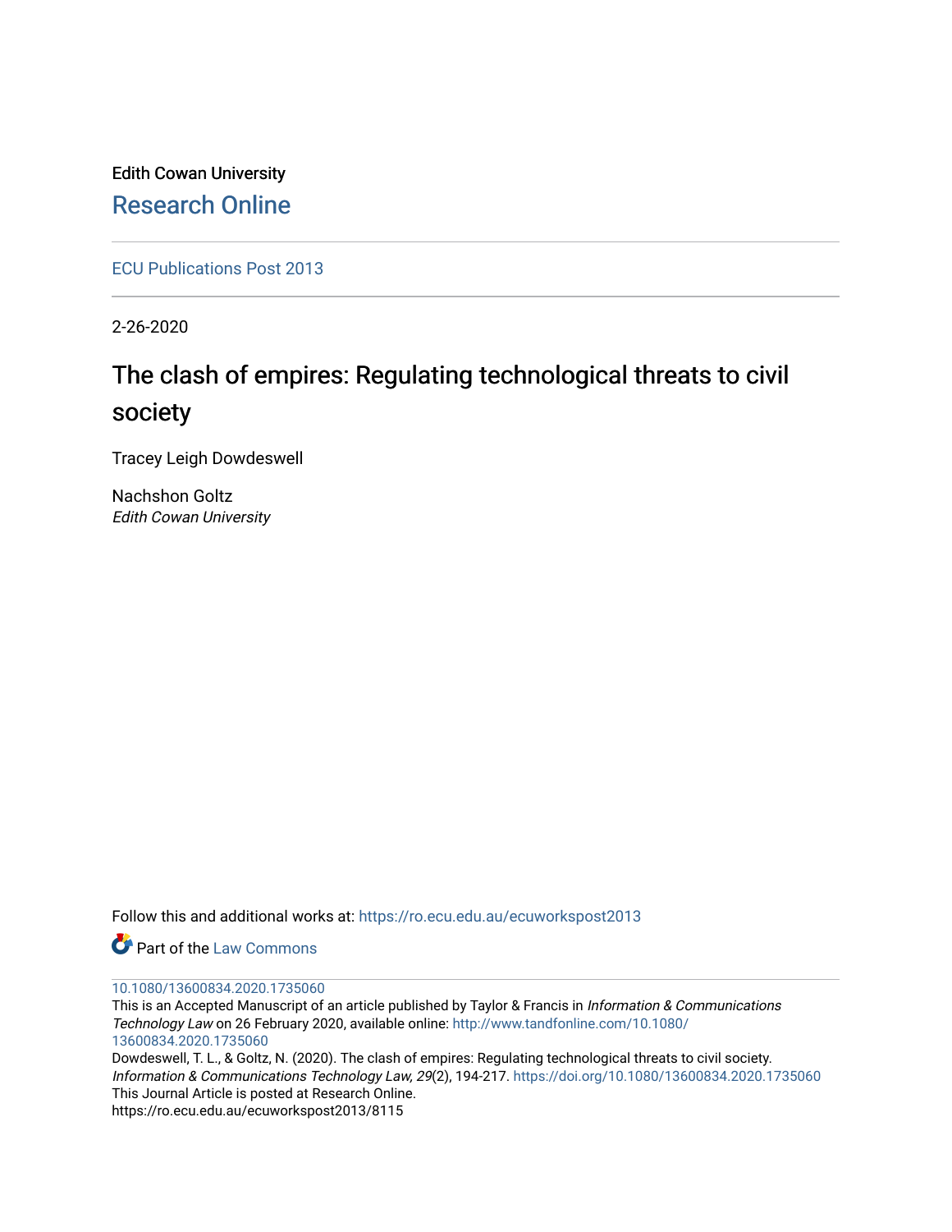Edith Cowan University

Research Online

ECU Publications Post 2013

2-26-2020

# The clash of empires: Regulating technological threats to civil society

Tracey Leigh Dowdeswell

Nachshon Goltz
*Edith Cowan University*

Follow this and additional works at: https://ro.ecu.edu.au/ecuworkspost2013

Part of the Law Commons

10.1080/13600834.2020.1735060
This is an Accepted Manuscript of an article published by Taylor & Francis in *Information & Communications Technology Law* on 26 February 2020, available online: http://www.tandfonline.com/10.1080/13600834.2020.1735060
Dowdeswell, T. L., & Goltz, N. (2020). The clash of empires: Regulating technological threats to civil society. *Information & Communications Technology Law, 29*(2), 194-217. https://doi.org/10.1080/13600834.2020.1735060
This Journal Article is posted at Research Online.
https://ro.ecu.edu.au/ecuworkspost2013/8115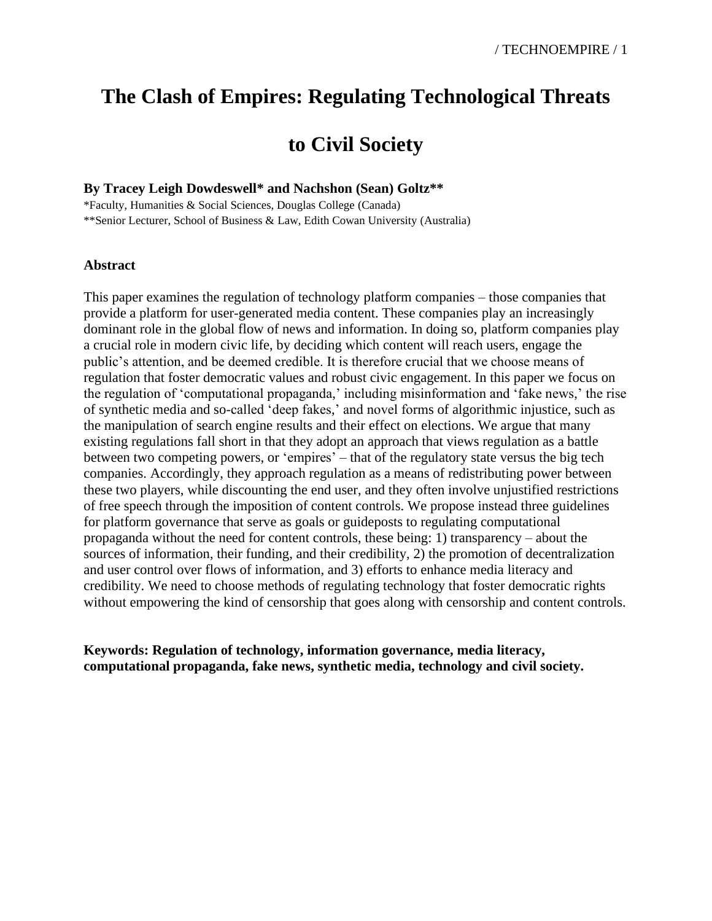# The Clash of Empires: Regulating Technological Threats to Civil Society

**By Tracey Leigh Dowdeswell\* and Nachshon (Sean) Goltz\*\***

\*Faculty, Humanities & Social Sciences, Douglas College (Canada)

\*\*Senior Lecturer, School of Business & Law, Edith Cowan University (Australia)

**Abstract**

This paper examines the regulation of technology platform companies – those companies that provide a platform for user-generated media content. These companies play an increasingly dominant role in the global flow of news and information. In doing so, platform companies play a crucial role in modern civic life, by deciding which content will reach users, engage the public's attention, and be deemed credible. It is therefore crucial that we choose means of regulation that foster democratic values and robust civic engagement. In this paper we focus on the regulation of 'computational propaganda,' including misinformation and 'fake news,' the rise of synthetic media and so-called 'deep fakes,' and novel forms of algorithmic injustice, such as the manipulation of search engine results and their effect on elections. We argue that many existing regulations fall short in that they adopt an approach that views regulation as a battle between two competing powers, or 'empires' – that of the regulatory state versus the big tech companies. Accordingly, they approach regulation as a means of redistributing power between these two players, while discounting the end user, and they often involve unjustified restrictions of free speech through the imposition of content controls. We propose instead three guidelines for platform governance that serve as goals or guideposts to regulating computational propaganda without the need for content controls, these being: 1) transparency – about the sources of information, their funding, and their credibility, 2) the promotion of decentralization and user control over flows of information, and 3) efforts to enhance media literacy and credibility. We need to choose methods of regulating technology that foster democratic rights without empowering the kind of censorship that goes along with censorship and content controls.

**Keywords: Regulation of technology, information governance, media literacy, computational propaganda, fake news, synthetic media, technology and civil society.**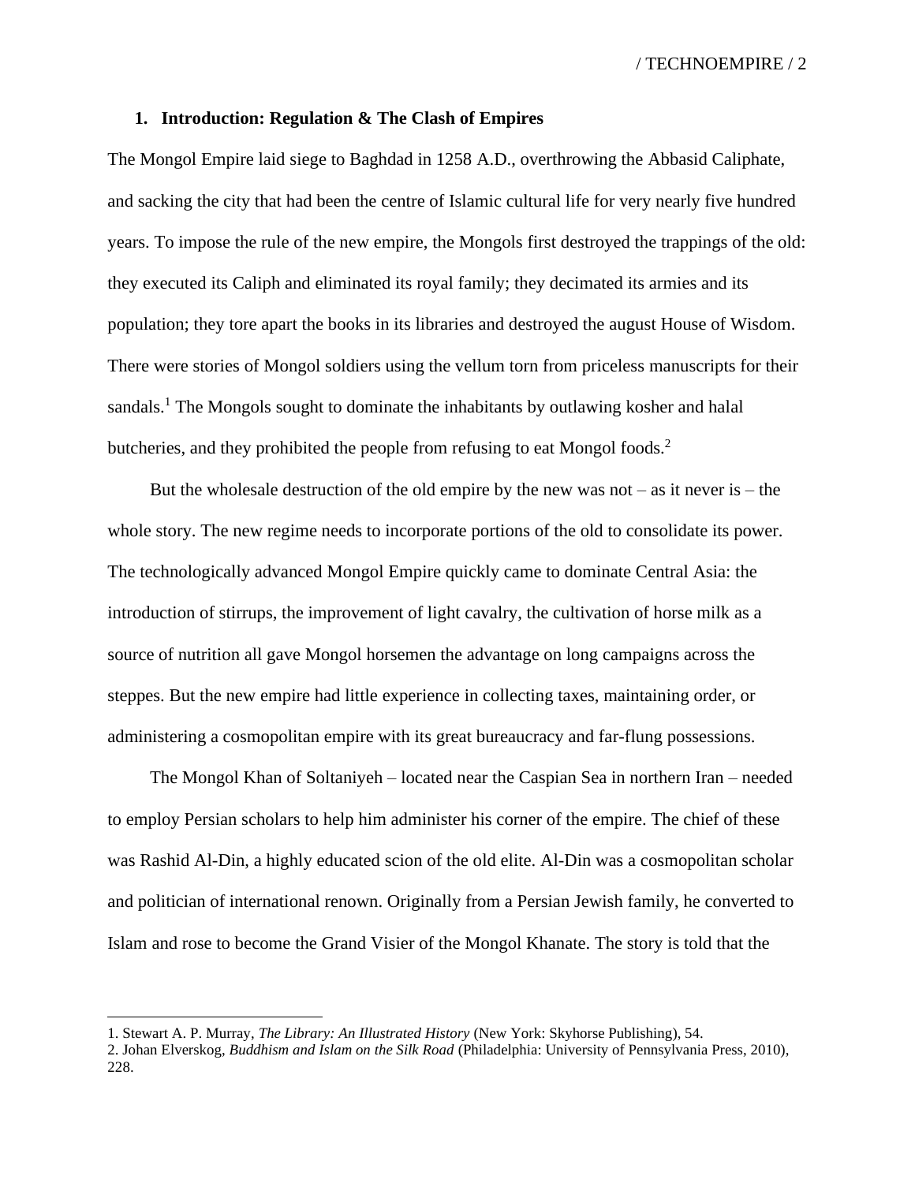## 1. Introduction: Regulation & The Clash of Empires

The Mongol Empire laid siege to Baghdad in 1258 A.D., overthrowing the Abbasid Caliphate, and sacking the city that had been the centre of Islamic cultural life for very nearly five hundred years. To impose the rule of the new empire, the Mongols first destroyed the trappings of the old: they executed its Caliph and eliminated its royal family; they decimated its armies and its population; they tore apart the books in its libraries and destroyed the august House of Wisdom. There were stories of Mongol soldiers using the vellum torn from priceless manuscripts for their sandals.[1] The Mongols sought to dominate the inhabitants by outlawing kosher and halal butcheries, and they prohibited the people from refusing to eat Mongol foods.[2]

But the wholesale destruction of the old empire by the new was not – as it never is – the whole story. The new regime needs to incorporate portions of the old to consolidate its power. The technologically advanced Mongol Empire quickly came to dominate Central Asia: the introduction of stirrups, the improvement of light cavalry, the cultivation of horse milk as a source of nutrition all gave Mongol horsemen the advantage on long campaigns across the steppes. But the new empire had little experience in collecting taxes, maintaining order, or administering a cosmopolitan empire with its great bureaucracy and far-flung possessions.

The Mongol Khan of Soltaniyeh – located near the Caspian Sea in northern Iran – needed to employ Persian scholars to help him administer his corner of the empire. The chief of these was Rashid Al-Din, a highly educated scion of the old elite. Al-Din was a cosmopolitan scholar and politician of international renown. Originally from a Persian Jewish family, he converted to Islam and rose to become the Grand Visier of the Mongol Khanate. The story is told that the

---

1. Stewart A. P. Murray, *The Library: An Illustrated History* (New York: Skyhorse Publishing), 54.

2. Johan Elverskog, *Buddhism and Islam on the Silk Road* (Philadelphia: University of Pennsylvania Press, 2010), 228.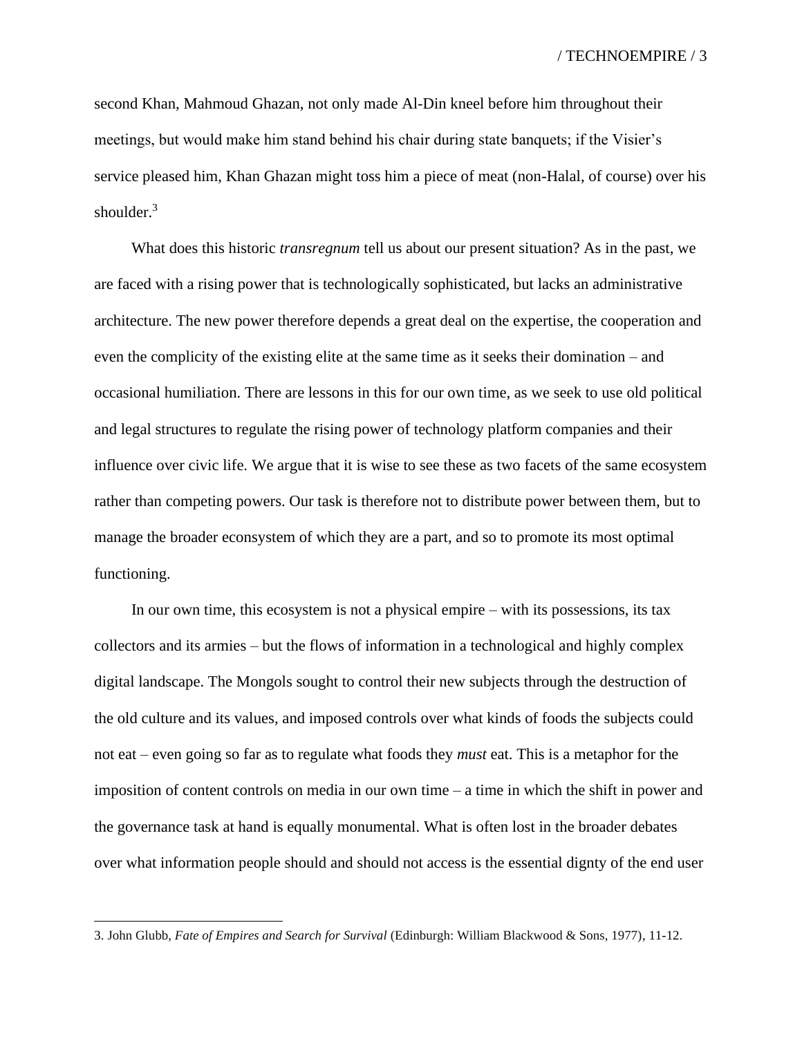second Khan, Mahmoud Ghazan, not only made Al-Din kneel before him throughout their meetings, but would make him stand behind his chair during state banquets; if the Visier's service pleased him, Khan Ghazan might toss him a piece of meat (non-Halal, of course) over his shoulder.[3]

What does this historic *transregnum* tell us about our present situation? As in the past, we are faced with a rising power that is technologically sophisticated, but lacks an administrative architecture. The new power therefore depends a great deal on the expertise, the cooperation and even the complicity of the existing elite at the same time as it seeks their domination – and occasional humiliation. There are lessons in this for our own time, as we seek to use old political and legal structures to regulate the rising power of technology platform companies and their influence over civic life. We argue that it is wise to see these as two facets of the same ecosystem rather than competing powers. Our task is therefore not to distribute power between them, but to manage the broader econsystem of which they are a part, and so to promote its most optimal functioning.

In our own time, this ecosystem is not a physical empire – with its possessions, its tax collectors and its armies – but the flows of information in a technological and highly complex digital landscape. The Mongols sought to control their new subjects through the destruction of the old culture and its values, and imposed controls over what kinds of foods the subjects could not eat – even going so far as to regulate what foods they *must* eat. This is a metaphor for the imposition of content controls on media in our own time – a time in which the shift in power and the governance task at hand is equally monumental. What is often lost in the broader debates over what information people should and should not access is the essential dignty of the end user

3. John Glubb, *Fate of Empires and Search for Survival* (Edinburgh: William Blackwood & Sons, 1977), 11-12.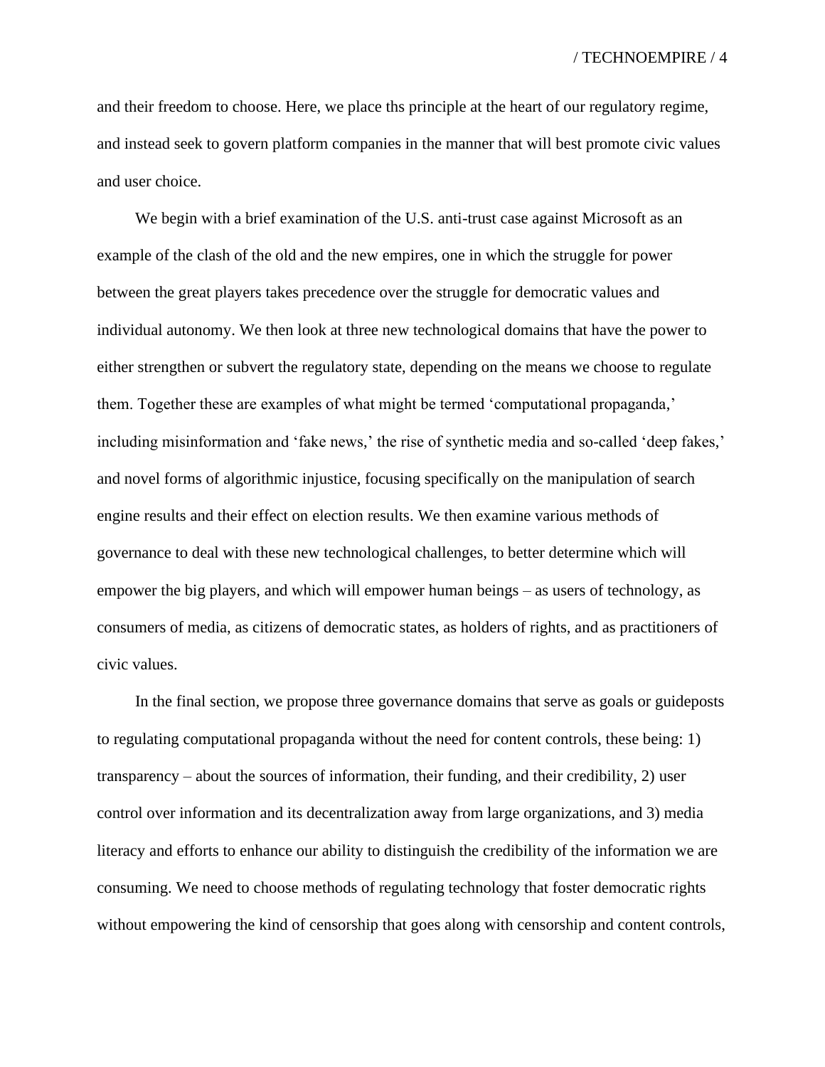and their freedom to choose. Here, we place ths principle at the heart of our regulatory regime, and instead seek to govern platform companies in the manner that will best promote civic values and user choice.

We begin with a brief examination of the U.S. anti-trust case against Microsoft as an example of the clash of the old and the new empires, one in which the struggle for power between the great players takes precedence over the struggle for democratic values and individual autonomy. We then look at three new technological domains that have the power to either strengthen or subvert the regulatory state, depending on the means we choose to regulate them. Together these are examples of what might be termed 'computational propaganda,' including misinformation and 'fake news,' the rise of synthetic media and so-called 'deep fakes,' and novel forms of algorithmic injustice, focusing specifically on the manipulation of search engine results and their effect on election results. We then examine various methods of governance to deal with these new technological challenges, to better determine which will empower the big players, and which will empower human beings – as users of technology, as consumers of media, as citizens of democratic states, as holders of rights, and as practitioners of civic values.

In the final section, we propose three governance domains that serve as goals or guideposts to regulating computational propaganda without the need for content controls, these being: 1) transparency – about the sources of information, their funding, and their credibility, 2) user control over information and its decentralization away from large organizations, and 3) media literacy and efforts to enhance our ability to distinguish the credibility of the information we are consuming. We need to choose methods of regulating technology that foster democratic rights without empowering the kind of censorship that goes along with censorship and content controls,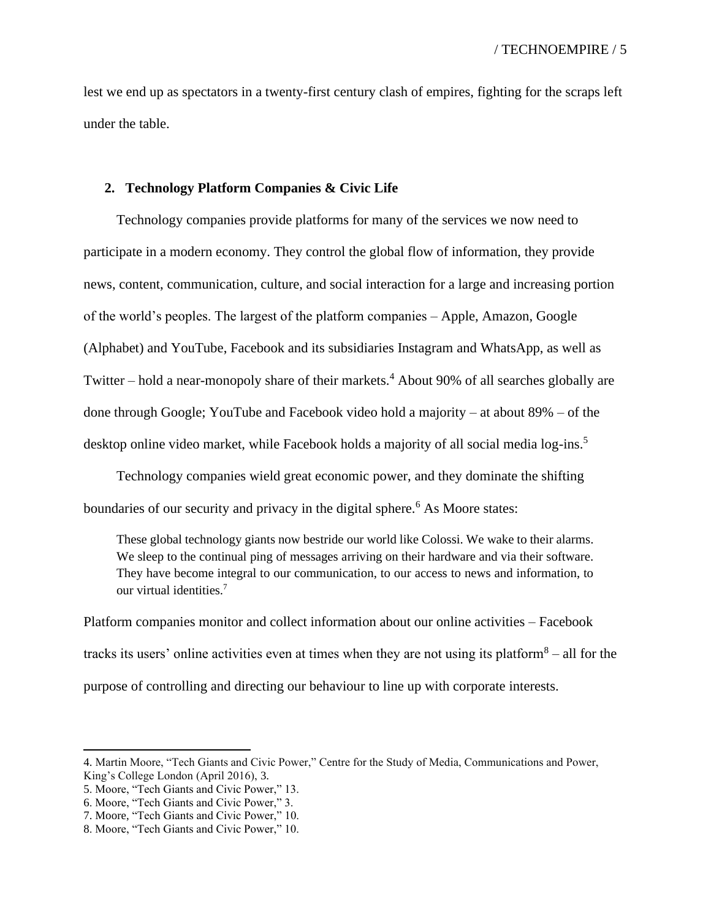lest we end up as spectators in a twenty-first century clash of empires, fighting for the scraps left under the table.

## 2. Technology Platform Companies & Civic Life

Technology companies provide platforms for many of the services we now need to participate in a modern economy. They control the global flow of information, they provide news, content, communication, culture, and social interaction for a large and increasing portion of the world's peoples. The largest of the platform companies – Apple, Amazon, Google (Alphabet) and YouTube, Facebook and its subsidiaries Instagram and WhatsApp, as well as Twitter – hold a near-monopoly share of their markets.[4] About 90% of all searches globally are done through Google; YouTube and Facebook video hold a majority – at about 89% – of the desktop online video market, while Facebook holds a majority of all social media log-ins.[5]

Technology companies wield great economic power, and they dominate the shifting boundaries of our security and privacy in the digital sphere.[6] As Moore states:

> These global technology giants now bestride our world like Colossi. We wake to their alarms. We sleep to the continual ping of messages arriving on their hardware and via their software. They have become integral to our communication, to our access to news and information, to our virtual identities.[7]

Platform companies monitor and collect information about our online activities – Facebook tracks its users' online activities even at times when they are not using its platform[8] – all for the purpose of controlling and directing our behaviour to line up with corporate interests.

---

4. Martin Moore, "Tech Giants and Civic Power," Centre for the Study of Media, Communications and Power, King's College London (April 2016), 3.
5. Moore, "Tech Giants and Civic Power," 13.
6. Moore, "Tech Giants and Civic Power," 3.
7. Moore, "Tech Giants and Civic Power," 10.
8. Moore, "Tech Giants and Civic Power," 10.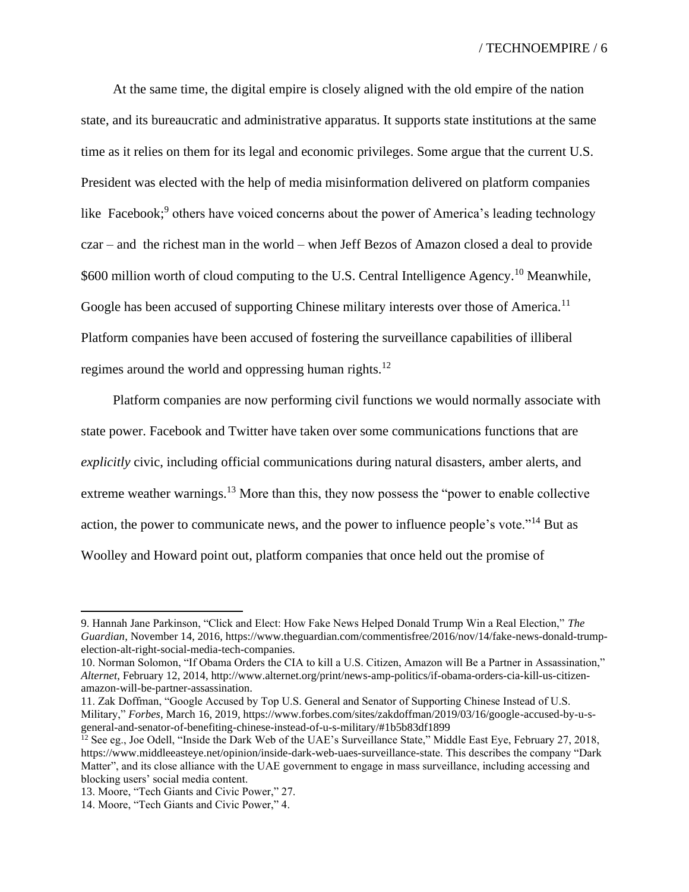At the same time, the digital empire is closely aligned with the old empire of the nation state, and its bureaucratic and administrative apparatus. It supports state institutions at the same time as it relies on them for its legal and economic privileges. Some argue that the current U.S. President was elected with the help of media misinformation delivered on platform companies like Facebook;[9] others have voiced concerns about the power of America's leading technology czar – and the richest man in the world – when Jeff Bezos of Amazon closed a deal to provide $600 million worth of cloud computing to the U.S. Central Intelligence Agency.[10] Meanwhile, Google has been accused of supporting Chinese military interests over those of America.[11] Platform companies have been accused of fostering the surveillance capabilities of illiberal regimes around the world and oppressing human rights.[12]

Platform companies are now performing civil functions we would normally associate with state power. Facebook and Twitter have taken over some communications functions that are *explicitly* civic, including official communications during natural disasters, amber alerts, and extreme weather warnings.[13] More than this, they now possess the "power to enable collective action, the power to communicate news, and the power to influence people's vote."[14] But as Woolley and Howard point out, platform companies that once held out the promise of

---

9. Hannah Jane Parkinson, "Click and Elect: How Fake News Helped Donald Trump Win a Real Election," *The Guardian*, November 14, 2016, https://www.theguardian.com/commentisfree/2016/nov/14/fake-news-donald-trump-election-alt-right-social-media-tech-companies.

10. Norman Solomon, "If Obama Orders the CIA to kill a U.S. Citizen, Amazon will Be a Partner in Assassination," *Alternet*, February 12, 2014, http://www.alternet.org/print/news-amp-politics/if-obama-orders-cia-kill-us-citizen-amazon-will-be-partner-assassination.

11. Zak Doffman, "Google Accused by Top U.S. General and Senator of Supporting Chinese Instead of U.S. Military," *Forbes*, March 16, 2019, https://www.forbes.com/sites/zakdoffman/2019/03/16/google-accused-by-u-s-general-and-senator-of-benefiting-chinese-instead-of-u-s-military/#1b5b83df1899

12. See eg., Joe Odell, "Inside the Dark Web of the UAE's Surveillance State," Middle East Eye, February 27, 2018, https://www.middleeasteye.net/opinion/inside-dark-web-uaes-surveillance-state. This describes the company "Dark Matter", and its close alliance with the UAE government to engage in mass surveillance, including accessing and blocking users' social media content.

13. Moore, "Tech Giants and Civic Power," 27.

14. Moore, "Tech Giants and Civic Power," 4.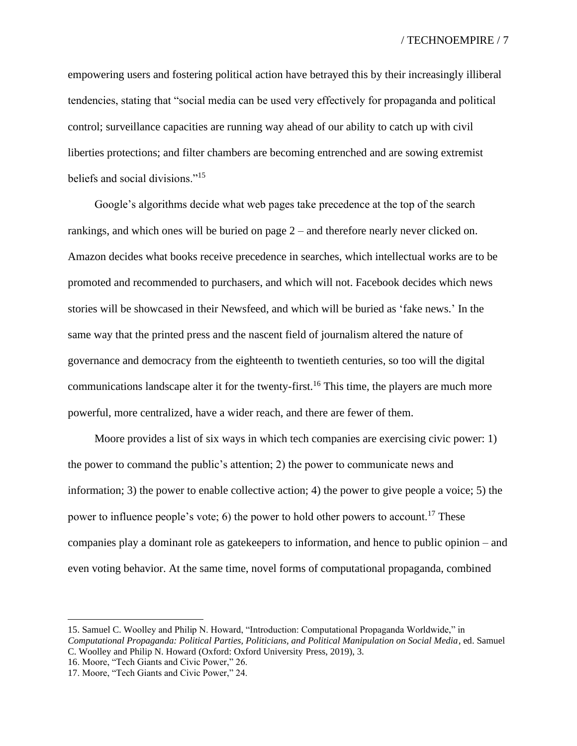empowering users and fostering political action have betrayed this by their increasingly illiberal tendencies, stating that "social media can be used very effectively for propaganda and political control; surveillance capacities are running way ahead of our ability to catch up with civil liberties protections; and filter chambers are becoming entrenched and are sowing extremist beliefs and social divisions."[15]

Google's algorithms decide what web pages take precedence at the top of the search rankings, and which ones will be buried on page 2 – and therefore nearly never clicked on. Amazon decides what books receive precedence in searches, which intellectual works are to be promoted and recommended to purchasers, and which will not. Facebook decides which news stories will be showcased in their Newsfeed, and which will be buried as 'fake news.' In the same way that the printed press and the nascent field of journalism altered the nature of governance and democracy from the eighteenth to twentieth centuries, so too will the digital communications landscape alter it for the twenty-first.[16] This time, the players are much more powerful, more centralized, have a wider reach, and there are fewer of them.

Moore provides a list of six ways in which tech companies are exercising civic power: 1) the power to command the public's attention; 2) the power to communicate news and information; 3) the power to enable collective action; 4) the power to give people a voice; 5) the power to influence people's vote; 6) the power to hold other powers to account.[17] These companies play a dominant role as gatekeepers to information, and hence to public opinion – and even voting behavior. At the same time, novel forms of computational propaganda, combined

15. Samuel C. Woolley and Philip N. Howard, "Introduction: Computational Propaganda Worldwide," in *Computational Propaganda: Political Parties, Politicians, and Political Manipulation on Social Media*, ed. Samuel C. Woolley and Philip N. Howard (Oxford: Oxford University Press, 2019), 3.
16. Moore, "Tech Giants and Civic Power," 26.
17. Moore, "Tech Giants and Civic Power," 24.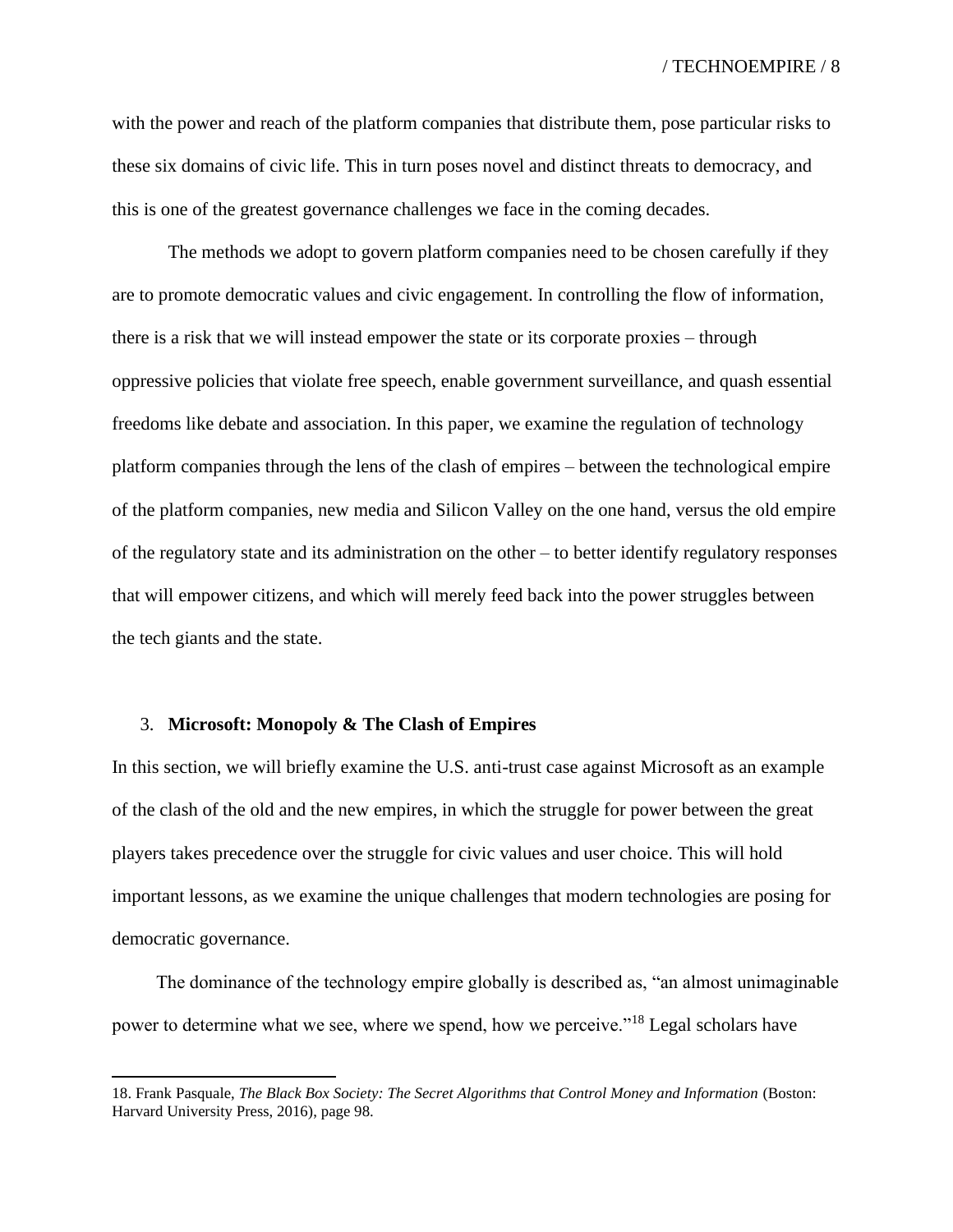with the power and reach of the platform companies that distribute them, pose particular risks to these six domains of civic life. This in turn poses novel and distinct threats to democracy, and this is one of the greatest governance challenges we face in the coming decades.

The methods we adopt to govern platform companies need to be chosen carefully if they are to promote democratic values and civic engagement. In controlling the flow of information, there is a risk that we will instead empower the state or its corporate proxies – through oppressive policies that violate free speech, enable government surveillance, and quash essential freedoms like debate and association. In this paper, we examine the regulation of technology platform companies through the lens of the clash of empires – between the technological empire of the platform companies, new media and Silicon Valley on the one hand, versus the old empire of the regulatory state and its administration on the other – to better identify regulatory responses that will empower citizens, and which will merely feed back into the power struggles between the tech giants and the state.

## 3. **Microsoft: Monopoly & The Clash of Empires**

In this section, we will briefly examine the U.S. anti-trust case against Microsoft as an example of the clash of the old and the new empires, in which the struggle for power between the great players takes precedence over the struggle for civic values and user choice. This will hold important lessons, as we examine the unique challenges that modern technologies are posing for democratic governance.

The dominance of the technology empire globally is described as, "an almost unimaginable power to determine what we see, where we spend, how we perceive."[18] Legal scholars have

18. Frank Pasquale, *The Black Box Society: The Secret Algorithms that Control Money and Information* (Boston: Harvard University Press, 2016), page 98.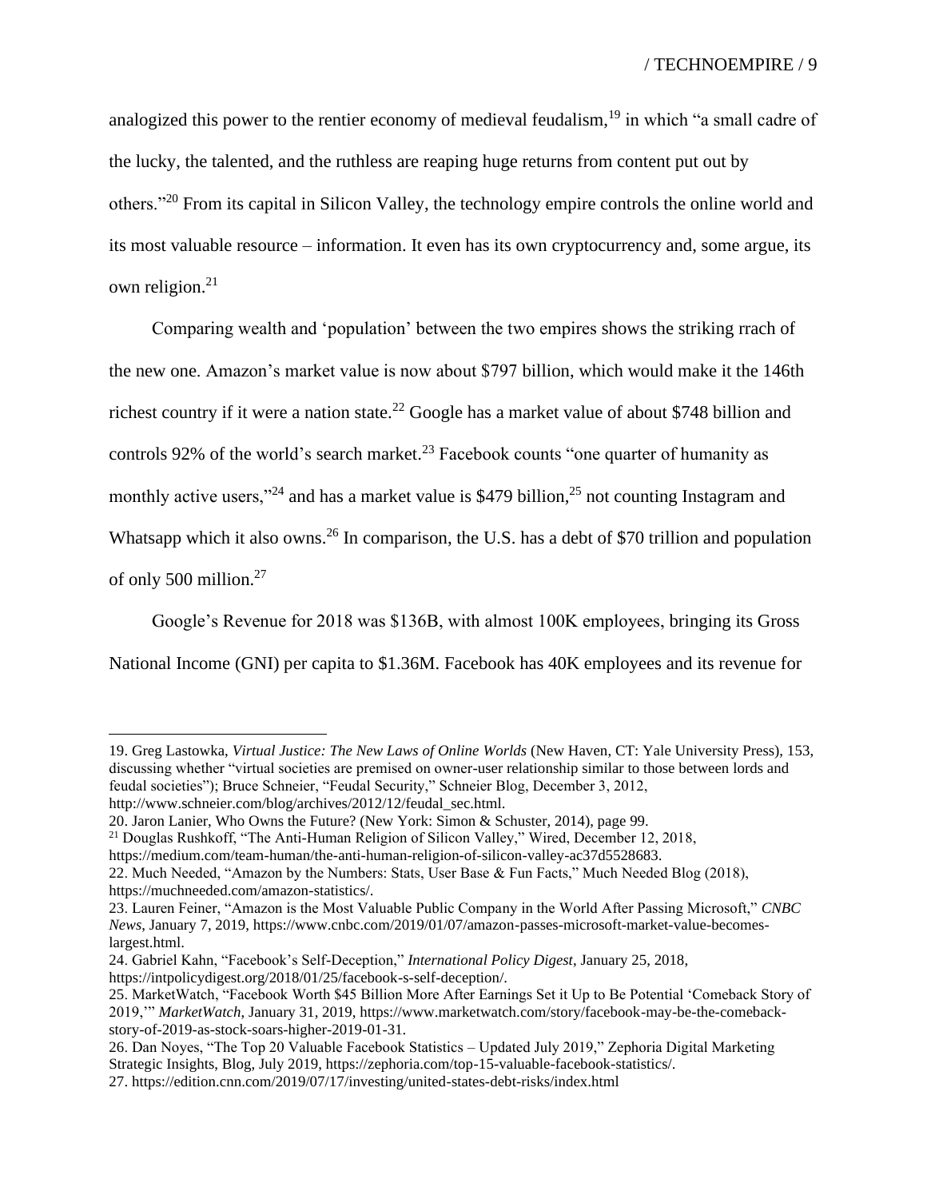analogized this power to the rentier economy of medieval feudalism,[19] in which "a small cadre of the lucky, the talented, and the ruthless are reaping huge returns from content put out by others."[20] From its capital in Silicon Valley, the technology empire controls the online world and its most valuable resource – information. It even has its own cryptocurrency and, some argue, its own religion.[21]

Comparing wealth and 'population' between the two empires shows the striking rrach of the new one. Amazon's market value is now about $797 billion, which would make it the 146th richest country if it were a nation state.[22] Google has a market value of about $748 billion and controls 92% of the world's search market.[23] Facebook counts "one quarter of humanity as monthly active users,"[24] and has a market value is $479 billion,[25] not counting Instagram and Whatsapp which it also owns.[26] In comparison, the U.S. has a debt of $70 trillion and population of only 500 million.[27]

Google's Revenue for 2018 was $136B, with almost 100K employees, bringing its Gross National Income (GNI) per capita to $1.36M. Facebook has 40K employees and its revenue for

---

19. Greg Lastowka, *Virtual Justice: The New Laws of Online Worlds* (New Haven, CT: Yale University Press), 153, discussing whether "virtual societies are premised on owner-user relationship similar to those between lords and feudal societies"); Bruce Schneier, "Feudal Security," Schneier Blog, December 3, 2012, http://www.schneier.com/blog/archives/2012/12/feudal_sec.html.

20. Jaron Lanier, Who Owns the Future? (New York: Simon & Schuster, 2014), page 99.

21 Douglas Rushkoff, "The Anti-Human Religion of Silicon Valley," Wired, December 12, 2018, https://medium.com/team-human/the-anti-human-religion-of-silicon-valley-ac37d5528683.

22. Much Needed, "Amazon by the Numbers: Stats, User Base & Fun Facts," Much Needed Blog (2018), https://muchneeded.com/amazon-statistics/.

23. Lauren Feiner, "Amazon is the Most Valuable Public Company in the World After Passing Microsoft," *CNBC News*, January 7, 2019, https://www.cnbc.com/2019/01/07/amazon-passes-microsoft-market-value-becomes-largest.html.

24. Gabriel Kahn, "Facebook's Self-Deception," *International Policy Digest*, January 25, 2018, https://intpolicydigest.org/2018/01/25/facebook-s-self-deception/.

25. MarketWatch, "Facebook Worth $45 Billion More After Earnings Set it Up to Be Potential 'Comeback Story of 2019,'" *MarketWatch*, January 31, 2019, https://www.marketwatch.com/story/facebook-may-be-the-comeback-story-of-2019-as-stock-soars-higher-2019-01-31.

26. Dan Noyes, "The Top 20 Valuable Facebook Statistics – Updated July 2019," Zephoria Digital Marketing Strategic Insights, Blog, July 2019, https://zephoria.com/top-15-valuable-facebook-statistics/.

27. https://edition.cnn.com/2019/07/17/investing/united-states-debt-risks/index.html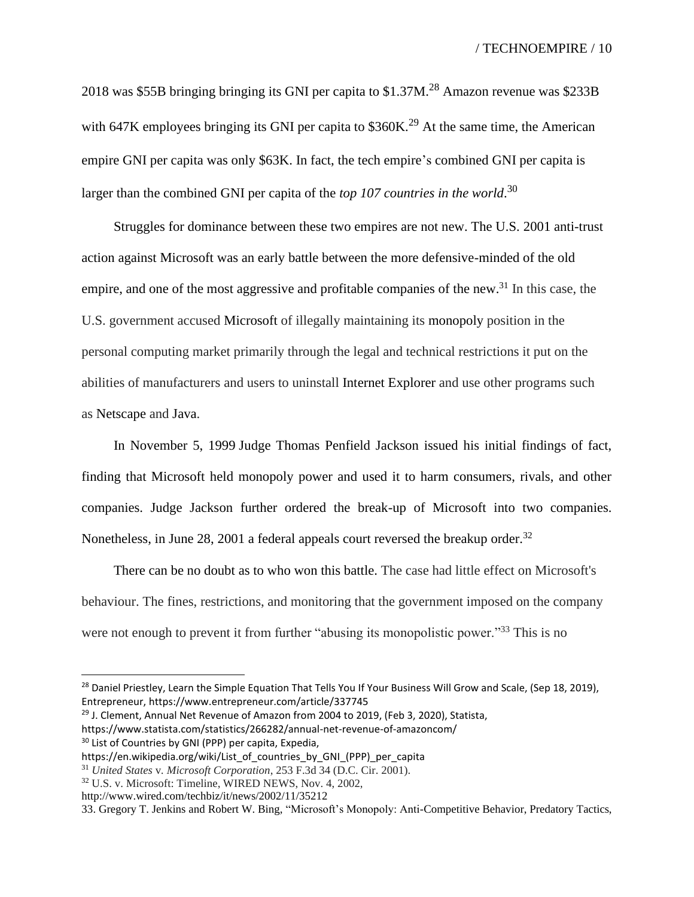2018 was $55B bringing bringing its GNI per capita to $1.37M.[28] Amazon revenue was $233B with 647K employees bringing its GNI per capita to $360K.[29] At the same time, the American empire GNI per capita was only $63K. In fact, the tech empire's combined GNI per capita is larger than the combined GNI per capita of the *top 107 countries in the world*.[30]

Struggles for dominance between these two empires are not new. The U.S. 2001 anti-trust action against Microsoft was an early battle between the more defensive-minded of the old empire, and one of the most aggressive and profitable companies of the new.[31] In this case, the U.S. government accused Microsoft of illegally maintaining its monopoly position in the personal computing market primarily through the legal and technical restrictions it put on the abilities of manufacturers and users to uninstall Internet Explorer and use other programs such as Netscape and Java.

In November 5, 1999 Judge Thomas Penfield Jackson issued his initial findings of fact, finding that Microsoft held monopoly power and used it to harm consumers, rivals, and other companies. Judge Jackson further ordered the break-up of Microsoft into two companies. Nonetheless, in June 28, 2001 a federal appeals court reversed the breakup order.[32]

There can be no doubt as to who won this battle. The case had little effect on Microsoft's behaviour. The fines, restrictions, and monitoring that the government imposed on the company were not enough to prevent it from further "abusing its monopolistic power."[33] This is no

---

[28] Daniel Priestley, Learn the Simple Equation That Tells You If Your Business Will Grow and Scale, (Sep 18, 2019), Entrepreneur, https://www.entrepreneur.com/article/337745

[29] J. Clement, Annual Net Revenue of Amazon from 2004 to 2019, (Feb 3, 2020), Statista, https://www.statista.com/statistics/266282/annual-net-revenue-of-amazoncom/

[30] List of Countries by GNI (PPP) per capita, Expedia, https://en.wikipedia.org/wiki/List_of_countries_by_GNI_(PPP)_per_capita

[31] *United States* v. *Microsoft Corporation*, 253 F.3d 34 (D.C. Cir. 2001).

[32] U.S. v. Microsoft: Timeline, WIRED NEWS, Nov. 4, 2002, http://www.wired.com/techbiz/it/news/2002/11/35212

33. Gregory T. Jenkins and Robert W. Bing, "Microsoft's Monopoly: Anti-Competitive Behavior, Predatory Tactics,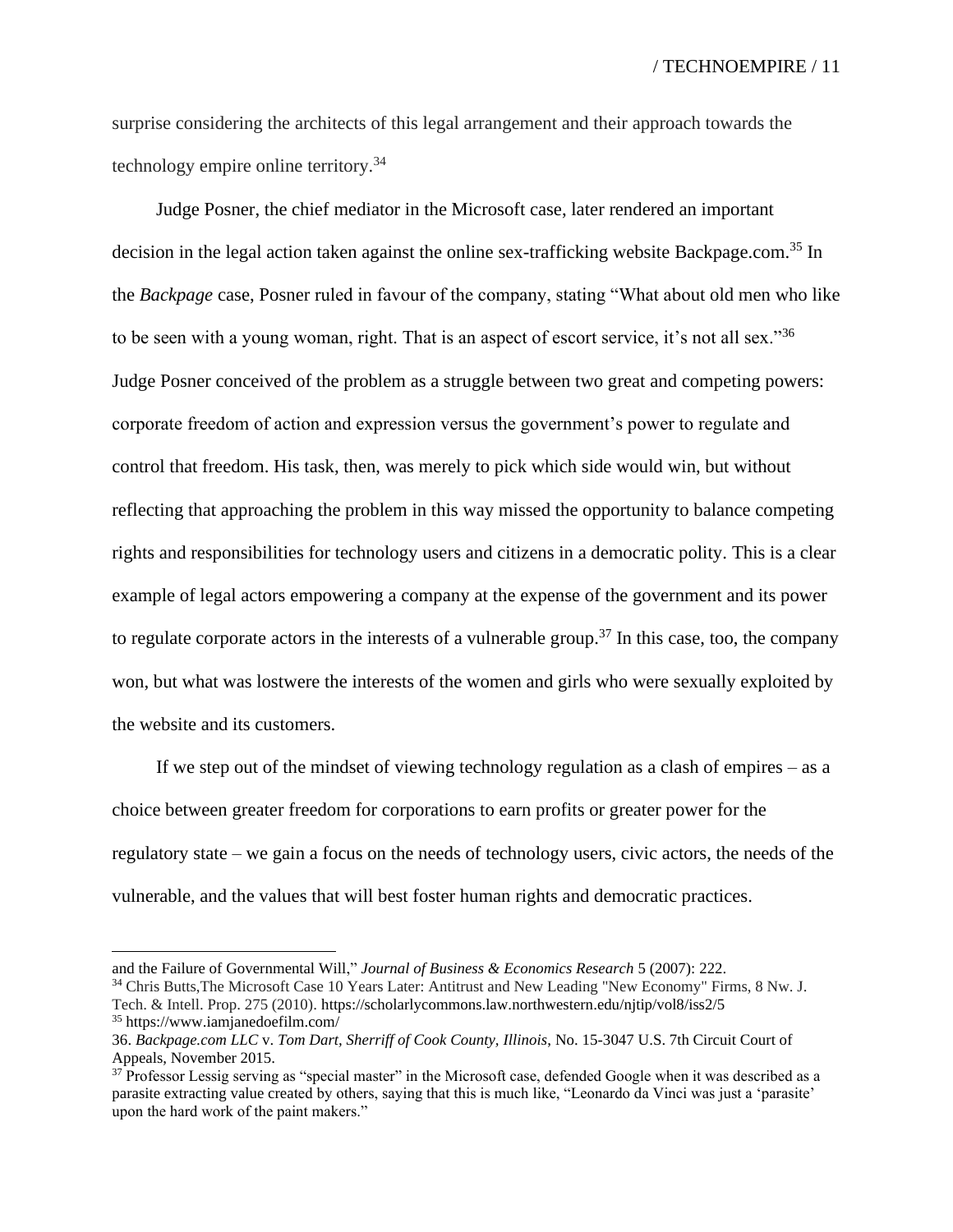surprise considering the architects of this legal arrangement and their approach towards the technology empire online territory.[34]

Judge Posner, the chief mediator in the Microsoft case, later rendered an important decision in the legal action taken against the online sex-trafficking website Backpage.com.[35] In the *Backpage* case, Posner ruled in favour of the company, stating "What about old men who like to be seen with a young woman, right. That is an aspect of escort service, it's not all sex."[36] Judge Posner conceived of the problem as a struggle between two great and competing powers: corporate freedom of action and expression versus the government's power to regulate and control that freedom. His task, then, was merely to pick which side would win, but without reflecting that approaching the problem in this way missed the opportunity to balance competing rights and responsibilities for technology users and citizens in a democratic polity. This is a clear example of legal actors empowering a company at the expense of the government and its power to regulate corporate actors in the interests of a vulnerable group.[37] In this case, too, the company won, but what was lostwere the interests of the women and girls who were sexually exploited by the website and its customers.

If we step out of the mindset of viewing technology regulation as a clash of empires – as a choice between greater freedom for corporations to earn profits or greater power for the regulatory state – we gain a focus on the needs of technology users, civic actors, the needs of the vulnerable, and the values that will best foster human rights and democratic practices.

---

and the Failure of Governmental Will," *Journal of Business & Economics Research* 5 (2007): 222.

[34] Chris Butts,The Microsoft Case 10 Years Later: Antitrust and New Leading "New Economy" Firms, 8 Nw. J. Tech. & Intell. Prop. 275 (2010). https://scholarlycommons.law.northwestern.edu/njtip/vol8/iss2/5

[35] https://www.iamjanedoefilm.com/

36. *Backpage.com LLC* v. *Tom Dart, Sherriff of Cook County, Illinois*, No. 15-3047 U.S. 7th Circuit Court of Appeals, November 2015.

[37] Professor Lessig serving as "special master" in the Microsoft case, defended Google when it was described as a parasite extracting value created by others, saying that this is much like, "Leonardo da Vinci was just a 'parasite' upon the hard work of the paint makers."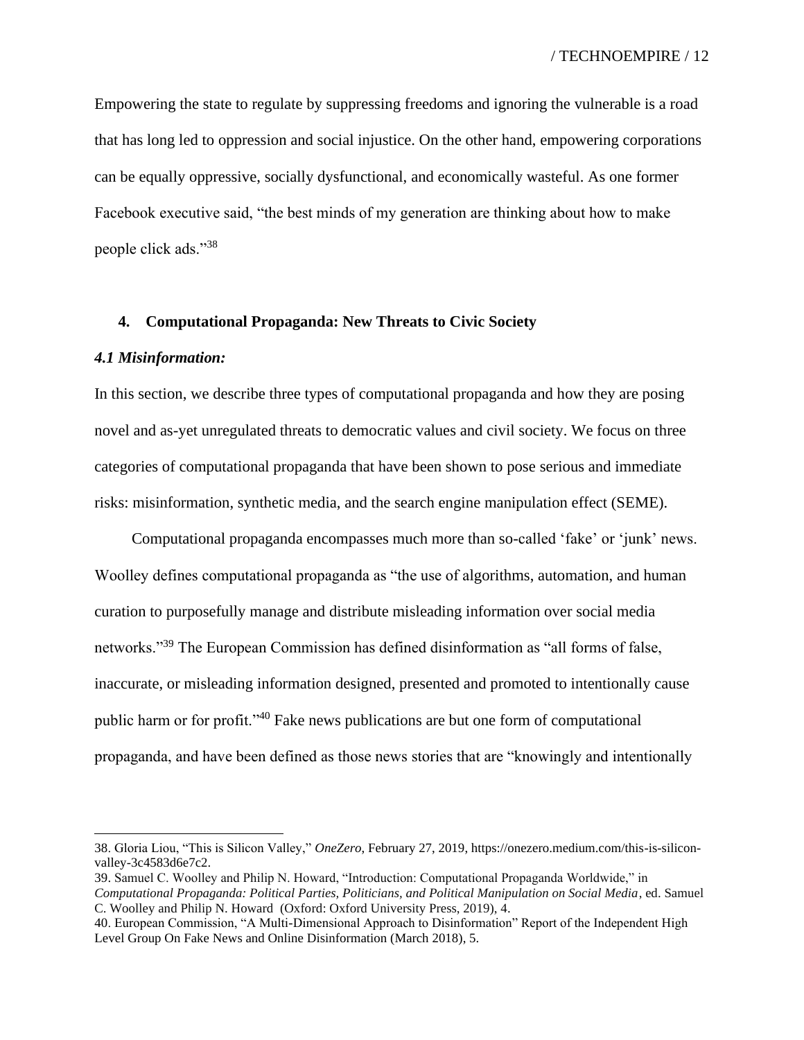Empowering the state to regulate by suppressing freedoms and ignoring the vulnerable is a road that has long led to oppression and social injustice. On the other hand, empowering corporations can be equally oppressive, socially dysfunctional, and economically wasteful. As one former Facebook executive said, "the best minds of my generation are thinking about how to make people click ads."[38]

## 4. Computational Propaganda: New Threats to Civic Society

### *4.1 Misinformation:*

In this section, we describe three types of computational propaganda and how they are posing novel and as-yet unregulated threats to democratic values and civil society. We focus on three categories of computational propaganda that have been shown to pose serious and immediate risks: misinformation, synthetic media, and the search engine manipulation effect (SEME).

Computational propaganda encompasses much more than so-called 'fake' or 'junk' news. Woolley defines computational propaganda as "the use of algorithms, automation, and human curation to purposefully manage and distribute misleading information over social media networks."[39] The European Commission has defined disinformation as "all forms of false, inaccurate, or misleading information designed, presented and promoted to intentionally cause public harm or for profit."[40] Fake news publications are but one form of computational propaganda, and have been defined as those news stories that are "knowingly and intentionally

---

38. Gloria Liou, "This is Silicon Valley," *OneZero*, February 27, 2019, https://onezero.medium.com/this-is-silicon-valley-3c4583d6e7c2.
39. Samuel C. Woolley and Philip N. Howard, "Introduction: Computational Propaganda Worldwide," in *Computational Propaganda: Political Parties, Politicians, and Political Manipulation on Social Media*, ed. Samuel C. Woolley and Philip N. Howard (Oxford: Oxford University Press, 2019), 4.
40. European Commission, "A Multi-Dimensional Approach to Disinformation" Report of the Independent High Level Group On Fake News and Online Disinformation (March 2018), 5.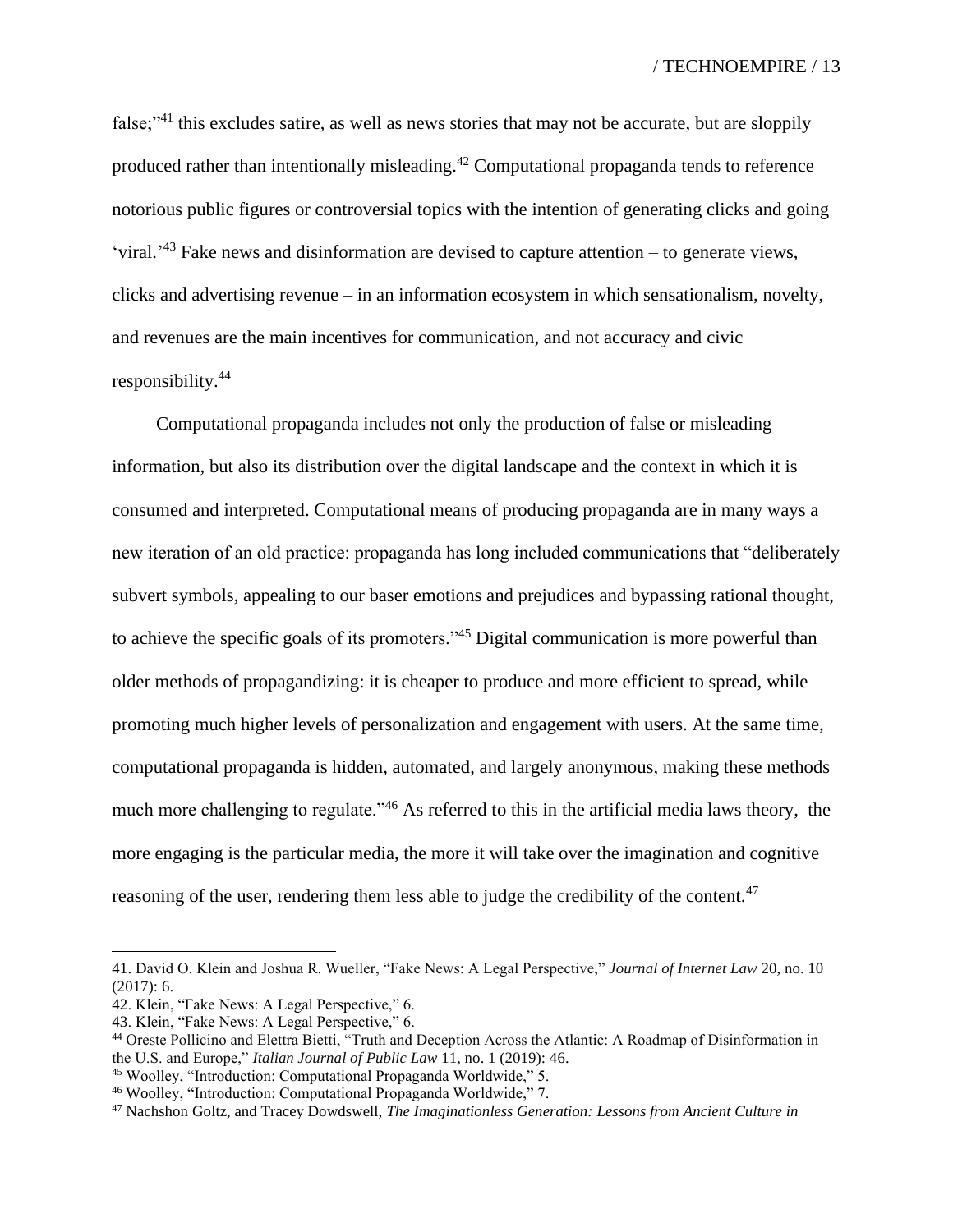false;"[41] this excludes satire, as well as news stories that may not be accurate, but are sloppily produced rather than intentionally misleading.[42] Computational propaganda tends to reference notorious public figures or controversial topics with the intention of generating clicks and going 'viral.'[43] Fake news and disinformation are devised to capture attention – to generate views, clicks and advertising revenue – in an information ecosystem in which sensationalism, novelty, and revenues are the main incentives for communication, and not accuracy and civic responsibility.[44]

Computational propaganda includes not only the production of false or misleading information, but also its distribution over the digital landscape and the context in which it is consumed and interpreted. Computational means of producing propaganda are in many ways a new iteration of an old practice: propaganda has long included communications that "deliberately subvert symbols, appealing to our baser emotions and prejudices and bypassing rational thought, to achieve the specific goals of its promoters."[45] Digital communication is more powerful than older methods of propagandizing: it is cheaper to produce and more efficient to spread, while promoting much higher levels of personalization and engagement with users. At the same time, computational propaganda is hidden, automated, and largely anonymous, making these methods much more challenging to regulate."[46] As referred to this in the artificial media laws theory, the more engaging is the particular media, the more it will take over the imagination and cognitive reasoning of the user, rendering them less able to judge the credibility of the content.[47]

---

41. David O. Klein and Joshua R. Wueller, "Fake News: A Legal Perspective," *Journal of Internet Law* 20, no. 10 (2017): 6.
42. Klein, "Fake News: A Legal Perspective," 6.
43. Klein, "Fake News: A Legal Perspective," 6.
44 Oreste Pollicino and Elettra Bietti, "Truth and Deception Across the Atlantic: A Roadmap of Disinformation in the U.S. and Europe," *Italian Journal of Public Law* 11, no. 1 (2019): 46.
45 Woolley, "Introduction: Computational Propaganda Worldwide," 5.
46 Woolley, "Introduction: Computational Propaganda Worldwide," 7.
47 Nachshon Goltz, and Tracey Dowdswell, *The Imaginationless Generation: Lessons from Ancient Culture in*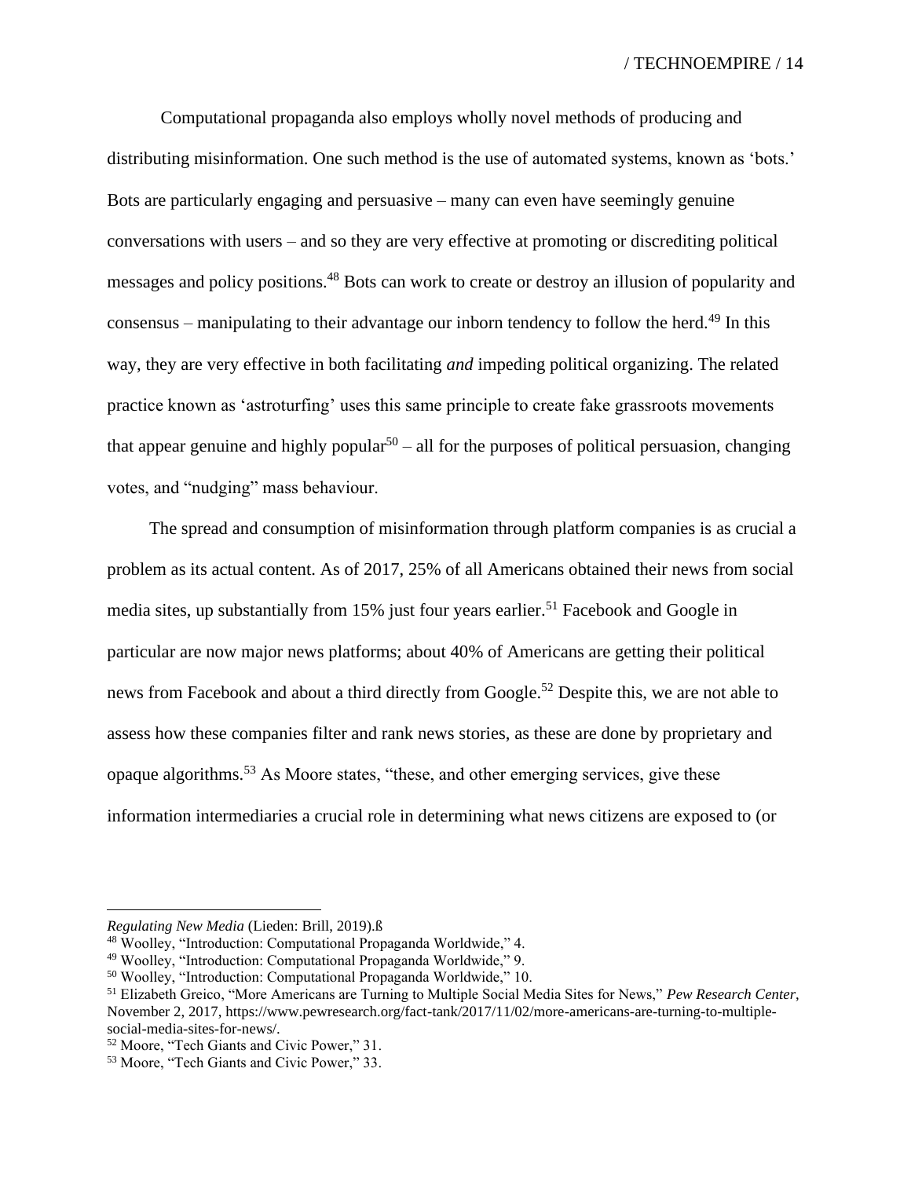Computational propaganda also employs wholly novel methods of producing and distributing misinformation. One such method is the use of automated systems, known as 'bots.' Bots are particularly engaging and persuasive – many can even have seemingly genuine conversations with users – and so they are very effective at promoting or discrediting political messages and policy positions.[48] Bots can work to create or destroy an illusion of popularity and consensus – manipulating to their advantage our inborn tendency to follow the herd.[49] In this way, they are very effective in both facilitating *and* impeding political organizing. The related practice known as 'astroturfing' uses this same principle to create fake grassroots movements that appear genuine and highly popular[50] – all for the purposes of political persuasion, changing votes, and "nudging" mass behaviour.

The spread and consumption of misinformation through platform companies is as crucial a problem as its actual content. As of 2017, 25% of all Americans obtained their news from social media sites, up substantially from 15% just four years earlier.[51] Facebook and Google in particular are now major news platforms; about 40% of Americans are getting their political news from Facebook and about a third directly from Google.[52] Despite this, we are not able to assess how these companies filter and rank news stories, as these are done by proprietary and opaque algorithms.[53] As Moore states, "these, and other emerging services, give these information intermediaries a crucial role in determining what news citizens are exposed to (or

---

*Regulating New Media* (Lieden: Brill, 2019).ß

[48] Woolley, "Introduction: Computational Propaganda Worldwide," 4.

[49] Woolley, "Introduction: Computational Propaganda Worldwide," 9.

[50] Woolley, "Introduction: Computational Propaganda Worldwide," 10.

[51] Elizabeth Greico, "More Americans are Turning to Multiple Social Media Sites for News," *Pew Research Center*, November 2, 2017, https://www.pewresearch.org/fact-tank/2017/11/02/more-americans-are-turning-to-multiple-social-media-sites-for-news/.

[52] Moore, "Tech Giants and Civic Power," 31.

[53] Moore, "Tech Giants and Civic Power," 33.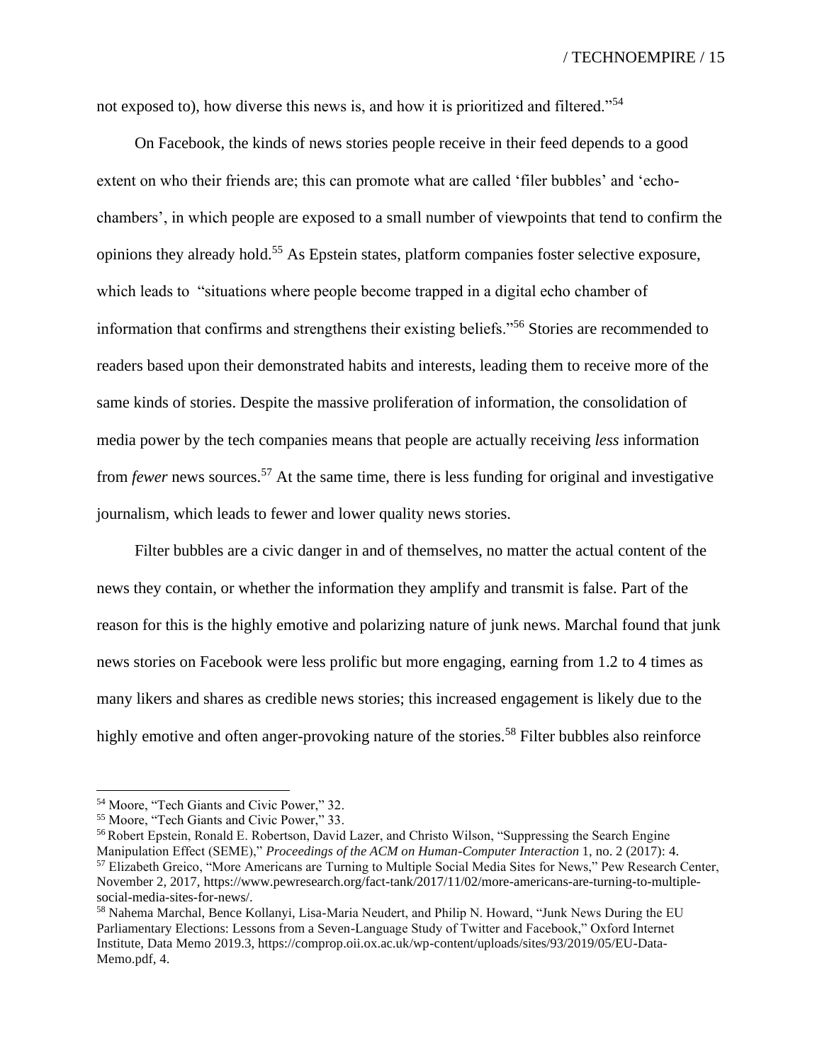not exposed to), how diverse this news is, and how it is prioritized and filtered."[54]

On Facebook, the kinds of news stories people receive in their feed depends to a good extent on who their friends are; this can promote what are called 'filer bubbles' and 'echo-chambers', in which people are exposed to a small number of viewpoints that tend to confirm the opinions they already hold.[55] As Epstein states, platform companies foster selective exposure, which leads to "situations where people become trapped in a digital echo chamber of information that confirms and strengthens their existing beliefs."[56] Stories are recommended to readers based upon their demonstrated habits and interests, leading them to receive more of the same kinds of stories. Despite the massive proliferation of information, the consolidation of media power by the tech companies means that people are actually receiving *less* information from *fewer* news sources.[57] At the same time, there is less funding for original and investigative journalism, which leads to fewer and lower quality news stories.

Filter bubbles are a civic danger in and of themselves, no matter the actual content of the news they contain, or whether the information they amplify and transmit is false. Part of the reason for this is the highly emotive and polarizing nature of junk news. Marchal found that junk news stories on Facebook were less prolific but more engaging, earning from 1.2 to 4 times as many likers and shares as credible news stories; this increased engagement is likely due to the highly emotive and often anger-provoking nature of the stories.[58] Filter bubbles also reinforce

---

[54] Moore, "Tech Giants and Civic Power," 32.

[55] Moore, "Tech Giants and Civic Power," 33.

[56] Robert Epstein, Ronald E. Robertson, David Lazer, and Christo Wilson, "Suppressing the Search Engine Manipulation Effect (SEME)," *Proceedings of the ACM on Human-Computer Interaction* 1, no. 2 (2017): 4.

[57] Elizabeth Greico, "More Americans are Turning to Multiple Social Media Sites for News," Pew Research Center, November 2, 2017, https://www.pewresearch.org/fact-tank/2017/11/02/more-americans-are-turning-to-multiple-social-media-sites-for-news/.

[58] Nahema Marchal, Bence Kollanyi, Lisa-Maria Neudert, and Philip N. Howard, "Junk News During the EU Parliamentary Elections: Lessons from a Seven-Language Study of Twitter and Facebook," Oxford Internet Institute, Data Memo 2019.3, https://comprop.oii.ox.ac.uk/wp-content/uploads/sites/93/2019/05/EU-Data-Memo.pdf, 4.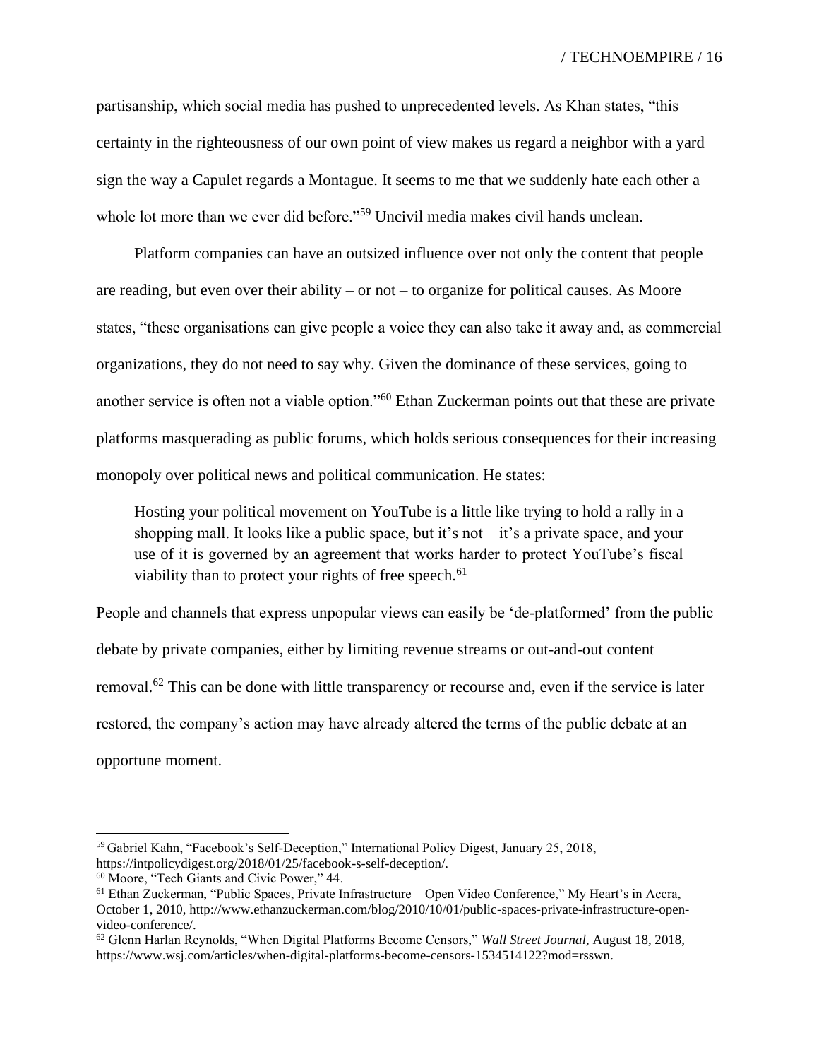partisanship, which social media has pushed to unprecedented levels. As Khan states, "this certainty in the righteousness of our own point of view makes us regard a neighbor with a yard sign the way a Capulet regards a Montague. It seems to me that we suddenly hate each other a whole lot more than we ever did before."[59] Uncivil media makes civil hands unclean.

Platform companies can have an outsized influence over not only the content that people are reading, but even over their ability – or not – to organize for political causes. As Moore states, "these organisations can give people a voice they can also take it away and, as commercial organizations, they do not need to say why. Given the dominance of these services, going to another service is often not a viable option."[60] Ethan Zuckerman points out that these are private platforms masquerading as public forums, which holds serious consequences for their increasing monopoly over political news and political communication. He states:

> Hosting your political movement on YouTube is a little like trying to hold a rally in a shopping mall. It looks like a public space, but it's not – it's a private space, and your use of it is governed by an agreement that works harder to protect YouTube's fiscal viability than to protect your rights of free speech.[61]

People and channels that express unpopular views can easily be 'de-platformed' from the public debate by private companies, either by limiting revenue streams or out-and-out content removal.[62] This can be done with little transparency or recourse and, even if the service is later restored, the company's action may have already altered the terms of the public debate at an opportune moment.

---

[59] Gabriel Kahn, "Facebook's Self-Deception," International Policy Digest, January 25, 2018, https://intpolicydigest.org/2018/01/25/facebook-s-self-deception/.

[60] Moore, "Tech Giants and Civic Power," 44.

[61] Ethan Zuckerman, "Public Spaces, Private Infrastructure – Open Video Conference," My Heart's in Accra, October 1, 2010, http://www.ethanzuckerman.com/blog/2010/10/01/public-spaces-private-infrastructure-open-video-conference/.

[62] Glenn Harlan Reynolds, "When Digital Platforms Become Censors," *Wall Street Journal*, August 18, 2018, https://www.wsj.com/articles/when-digital-platforms-become-censors-1534514122?mod=rsswn.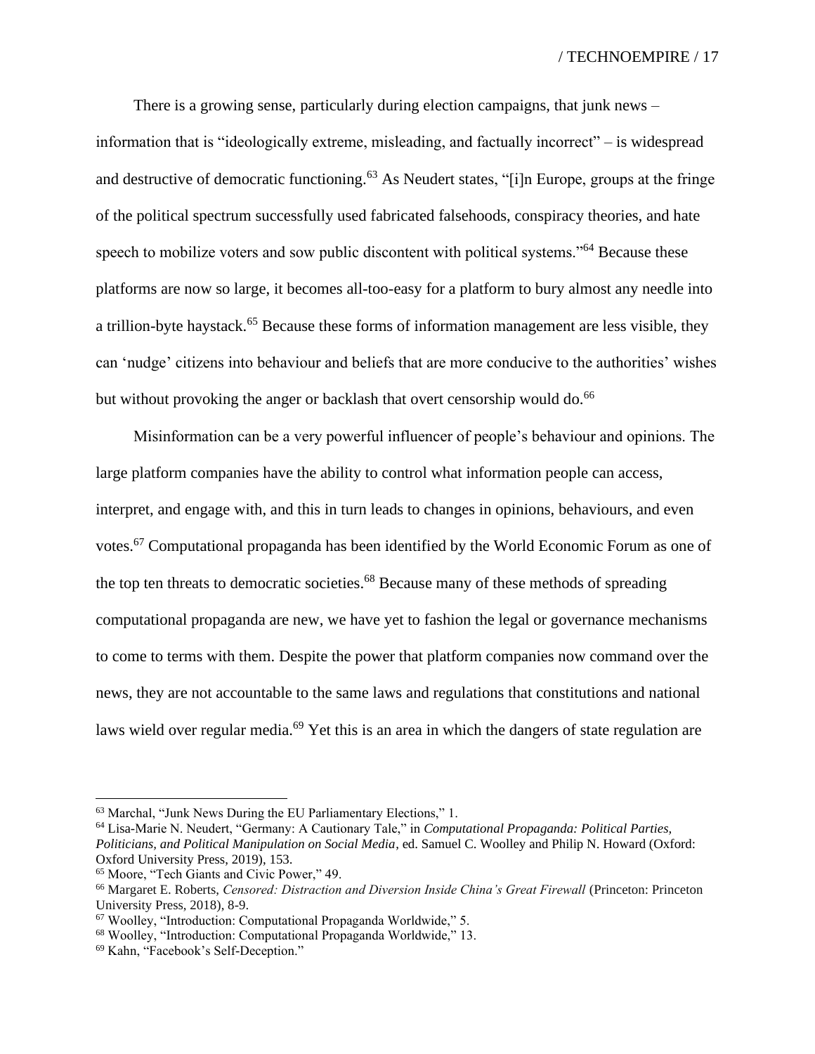There is a growing sense, particularly during election campaigns, that junk news – information that is "ideologically extreme, misleading, and factually incorrect" – is widespread and destructive of democratic functioning.[63] As Neudert states, "[i]n Europe, groups at the fringe of the political spectrum successfully used fabricated falsehoods, conspiracy theories, and hate speech to mobilize voters and sow public discontent with political systems."[64] Because these platforms are now so large, it becomes all-too-easy for a platform to bury almost any needle into a trillion-byte haystack.[65] Because these forms of information management are less visible, they can 'nudge' citizens into behaviour and beliefs that are more conducive to the authorities' wishes but without provoking the anger or backlash that overt censorship would do.[66]

Misinformation can be a very powerful influencer of people's behaviour and opinions. The large platform companies have the ability to control what information people can access, interpret, and engage with, and this in turn leads to changes in opinions, behaviours, and even votes.[67] Computational propaganda has been identified by the World Economic Forum as one of the top ten threats to democratic societies.[68] Because many of these methods of spreading computational propaganda are new, we have yet to fashion the legal or governance mechanisms to come to terms with them. Despite the power that platform companies now command over the news, they are not accountable to the same laws and regulations that constitutions and national laws wield over regular media.[69] Yet this is an area in which the dangers of state regulation are

---

[63] Marchal, "Junk News During the EU Parliamentary Elections," 1.

[64] Lisa-Marie N. Neudert, "Germany: A Cautionary Tale," in *Computational Propaganda: Political Parties, Politicians, and Political Manipulation on Social Media*, ed. Samuel C. Woolley and Philip N. Howard (Oxford: Oxford University Press, 2019), 153.

[65] Moore, "Tech Giants and Civic Power," 49.

[66] Margaret E. Roberts, *Censored: Distraction and Diversion Inside China's Great Firewall* (Princeton: Princeton University Press, 2018), 8-9.

[67] Woolley, "Introduction: Computational Propaganda Worldwide," 5.

[68] Woolley, "Introduction: Computational Propaganda Worldwide," 13.

[69] Kahn, "Facebook's Self-Deception."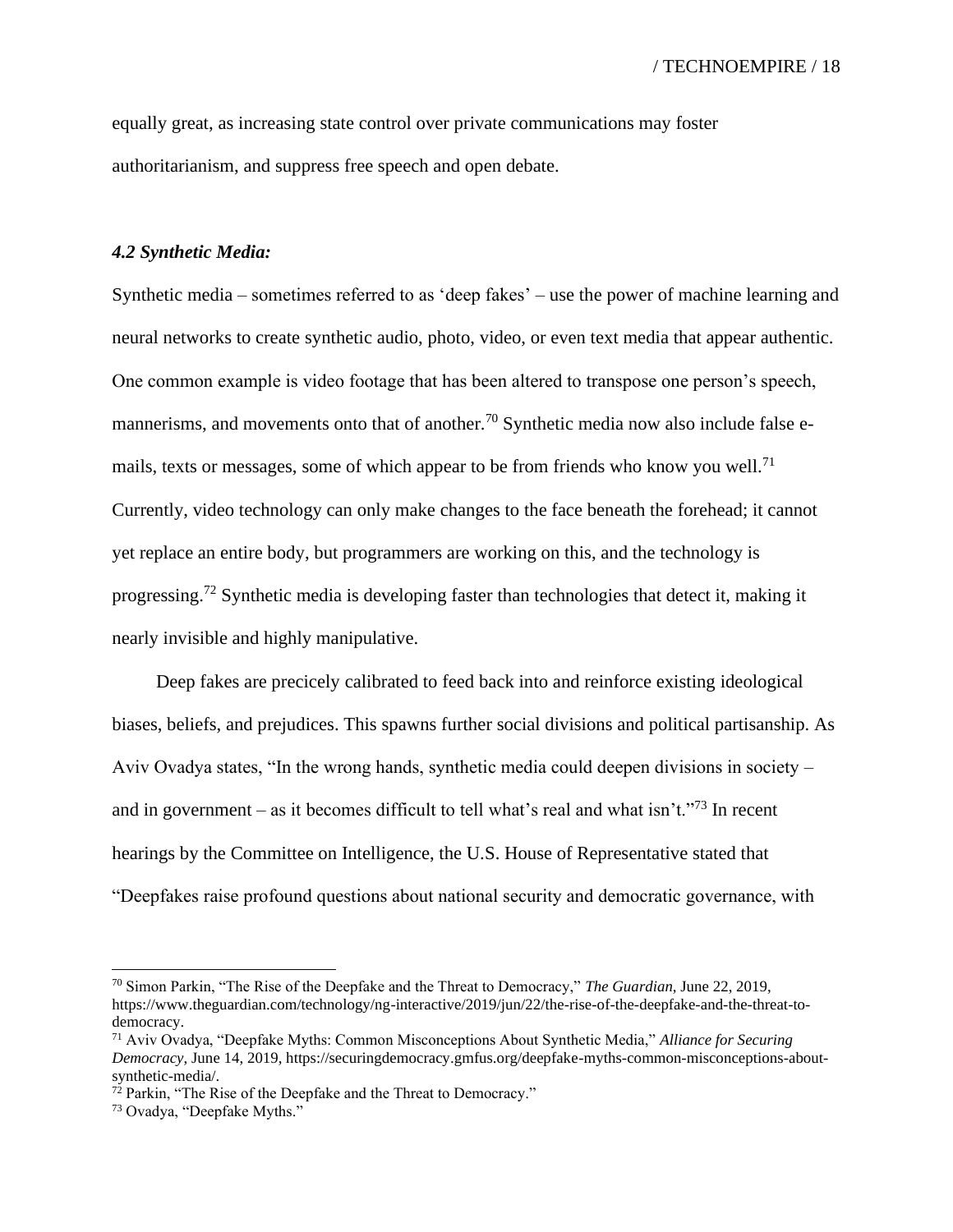equally great, as increasing state control over private communications may foster authoritarianism, and suppress free speech and open debate.

### *4.2 Synthetic Media:*

Synthetic media – sometimes referred to as 'deep fakes' – use the power of machine learning and neural networks to create synthetic audio, photo, video, or even text media that appear authentic. One common example is video footage that has been altered to transpose one person's speech, mannerisms, and movements onto that of another.[70] Synthetic media now also include false e-mails, texts or messages, some of which appear to be from friends who know you well.[71] Currently, video technology can only make changes to the face beneath the forehead; it cannot yet replace an entire body, but programmers are working on this, and the technology is progressing.[72] Synthetic media is developing faster than technologies that detect it, making it nearly invisible and highly manipulative.

Deep fakes are precicely calibrated to feed back into and reinforce existing ideological biases, beliefs, and prejudices. This spawns further social divisions and political partisanship. As Aviv Ovadya states, "In the wrong hands, synthetic media could deepen divisions in society – and in government – as it becomes difficult to tell what's real and what isn't."[73] In recent hearings by the Committee on Intelligence, the U.S. House of Representative stated that "Deepfakes raise profound questions about national security and democratic governance, with

---

[70] Simon Parkin, "The Rise of the Deepfake and the Threat to Democracy," *The Guardian*, June 22, 2019, https://www.theguardian.com/technology/ng-interactive/2019/jun/22/the-rise-of-the-deepfake-and-the-threat-to-democracy.

[71] Aviv Ovadya, "Deepfake Myths: Common Misconceptions About Synthetic Media," *Alliance for Securing Democracy*, June 14, 2019, https://securingdemocracy.gmfus.org/deepfake-myths-common-misconceptions-about-synthetic-media/.

[72] Parkin, "The Rise of the Deepfake and the Threat to Democracy."

[73] Ovadya, "Deepfake Myths."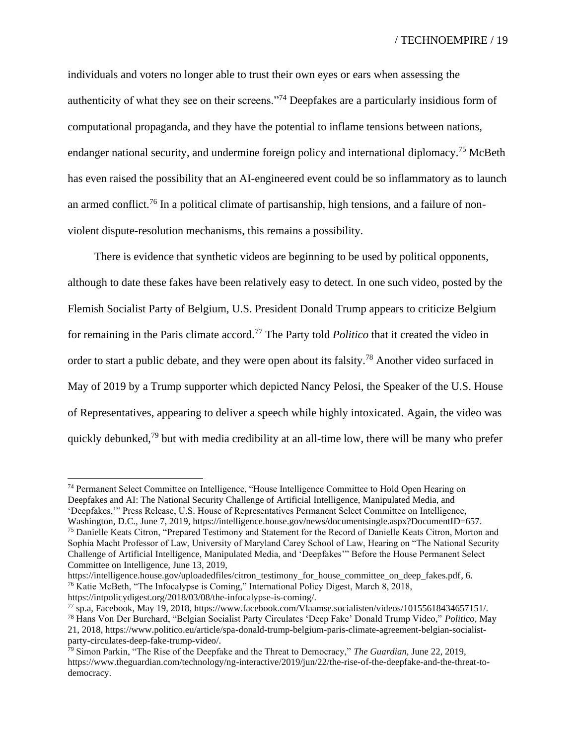individuals and voters no longer able to trust their own eyes or ears when assessing the authenticity of what they see on their screens."[74] Deepfakes are a particularly insidious form of computational propaganda, and they have the potential to inflame tensions between nations, endanger national security, and undermine foreign policy and international diplomacy.[75] McBeth has even raised the possibility that an AI-engineered event could be so inflammatory as to launch an armed conflict.[76] In a political climate of partisanship, high tensions, and a failure of non-violent dispute-resolution mechanisms, this remains a possibility.

There is evidence that synthetic videos are beginning to be used by political opponents, although to date these fakes have been relatively easy to detect. In one such video, posted by the Flemish Socialist Party of Belgium, U.S. President Donald Trump appears to criticize Belgium for remaining in the Paris climate accord.[77] The Party told *Politico* that it created the video in order to start a public debate, and they were open about its falsity.[78] Another video surfaced in May of 2019 by a Trump supporter which depicted Nancy Pelosi, the Speaker of the U.S. House of Representatives, appearing to deliver a speech while highly intoxicated. Again, the video was quickly debunked,[79] but with media credibility at an all-time low, there will be many who prefer

---

[74] Permanent Select Committee on Intelligence, "House Intelligence Committee to Hold Open Hearing on Deepfakes and AI: The National Security Challenge of Artificial Intelligence, Manipulated Media, and 'Deepfakes,'" Press Release, U.S. House of Representatives Permanent Select Committee on Intelligence, Washington, D.C., June 7, 2019, https://intelligence.house.gov/news/documentsingle.aspx?DocumentID=657.

[75] Danielle Keats Citron, "Prepared Testimony and Statement for the Record of Danielle Keats Citron, Morton and Sophia Macht Professor of Law, University of Maryland Carey School of Law, Hearing on "The National Security Challenge of Artificial Intelligence, Manipulated Media, and 'Deepfakes'" Before the House Permanent Select Committee on Intelligence, June 13, 2019, https://intelligence.house.gov/uploadedfiles/citron_testimony_for_house_committee_on_deep_fakes.pdf, 6.

[76] Katie McBeth, "The Infocalypse is Coming," International Policy Digest, March 8, 2018, https://intpolicydigest.org/2018/03/08/the-infocalypse-is-coming/.

[77] sp.a, Facebook, May 19, 2018, https://www.facebook.com/Vlaamse.socialisten/videos/10155618434657151/.

[78] Hans Von Der Burchard, "Belgian Socialist Party Circulates 'Deep Fake' Donald Trump Video," *Politico*, May 21, 2018, https://www.politico.eu/article/spa-donald-trump-belgium-paris-climate-agreement-belgian-socialist-party-circulates-deep-fake-trump-video/.

[79] Simon Parkin, "The Rise of the Deepfake and the Threat to Democracy," *The Guardian*, June 22, 2019, https://www.theguardian.com/technology/ng-interactive/2019/jun/22/the-rise-of-the-deepfake-and-the-threat-to-democracy.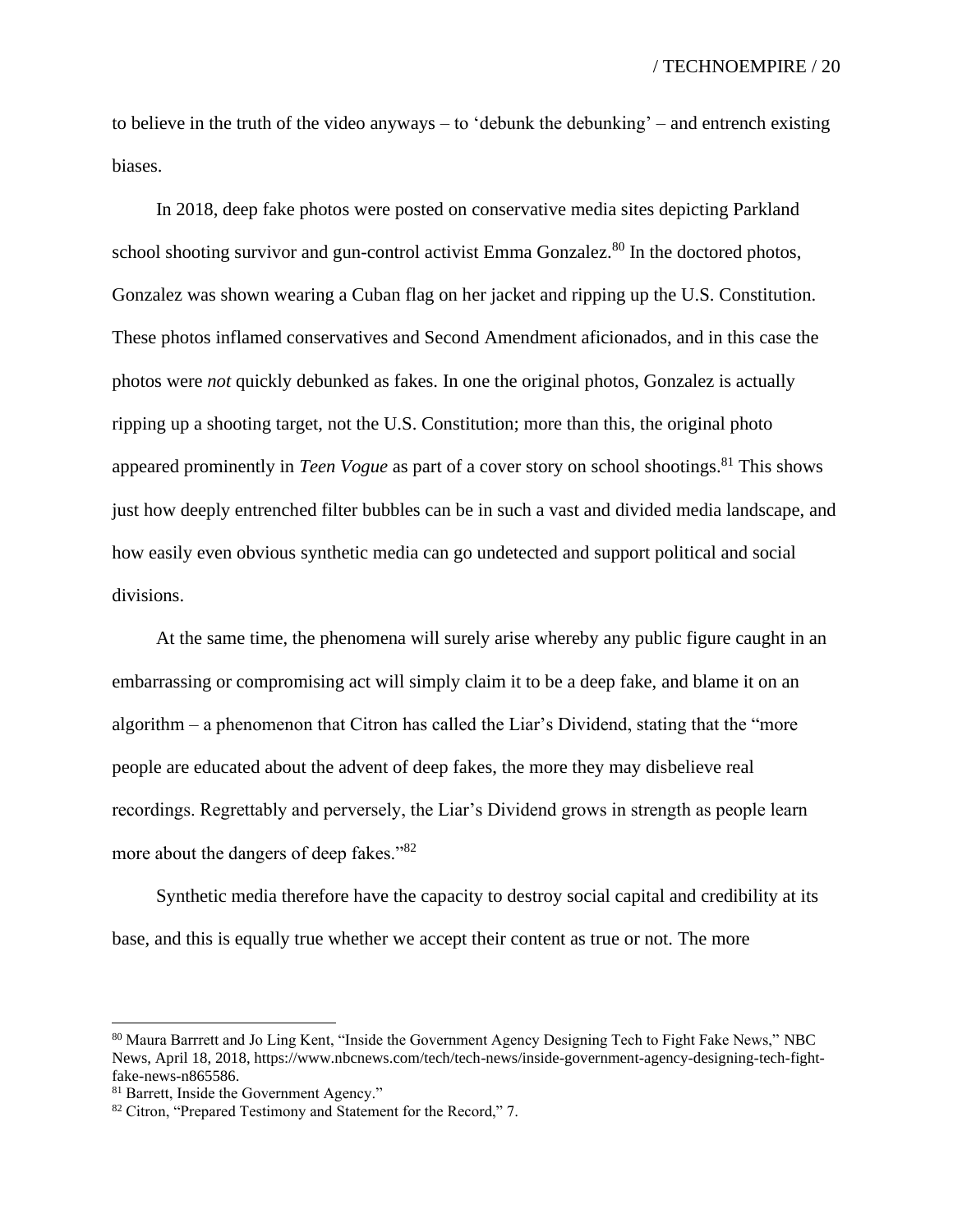to believe in the truth of the video anyways – to 'debunk the debunking' – and entrench existing biases.

In 2018, deep fake photos were posted on conservative media sites depicting Parkland school shooting survivor and gun-control activist Emma Gonzalez.[80] In the doctored photos, Gonzalez was shown wearing a Cuban flag on her jacket and ripping up the U.S. Constitution. These photos inflamed conservatives and Second Amendment aficionados, and in this case the photos were *not* quickly debunked as fakes. In one the original photos, Gonzalez is actually ripping up a shooting target, not the U.S. Constitution; more than this, the original photo appeared prominently in *Teen Vogue* as part of a cover story on school shootings.[81] This shows just how deeply entrenched filter bubbles can be in such a vast and divided media landscape, and how easily even obvious synthetic media can go undetected and support political and social divisions.

At the same time, the phenomena will surely arise whereby any public figure caught in an embarrassing or compromising act will simply claim it to be a deep fake, and blame it on an algorithm – a phenomenon that Citron has called the Liar's Dividend, stating that the "more people are educated about the advent of deep fakes, the more they may disbelieve real recordings. Regrettably and perversely, the Liar's Dividend grows in strength as people learn more about the dangers of deep fakes."[82]

Synthetic media therefore have the capacity to destroy social capital and credibility at its base, and this is equally true whether we accept their content as true or not. The more

---

[80] Maura Barrrett and Jo Ling Kent, "Inside the Government Agency Designing Tech to Fight Fake News," NBC News, April 18, 2018, https://www.nbcnews.com/tech/tech-news/inside-government-agency-designing-tech-fight-fake-news-n865586.

[81] Barrett, Inside the Government Agency."

[82] Citron, "Prepared Testimony and Statement for the Record," 7.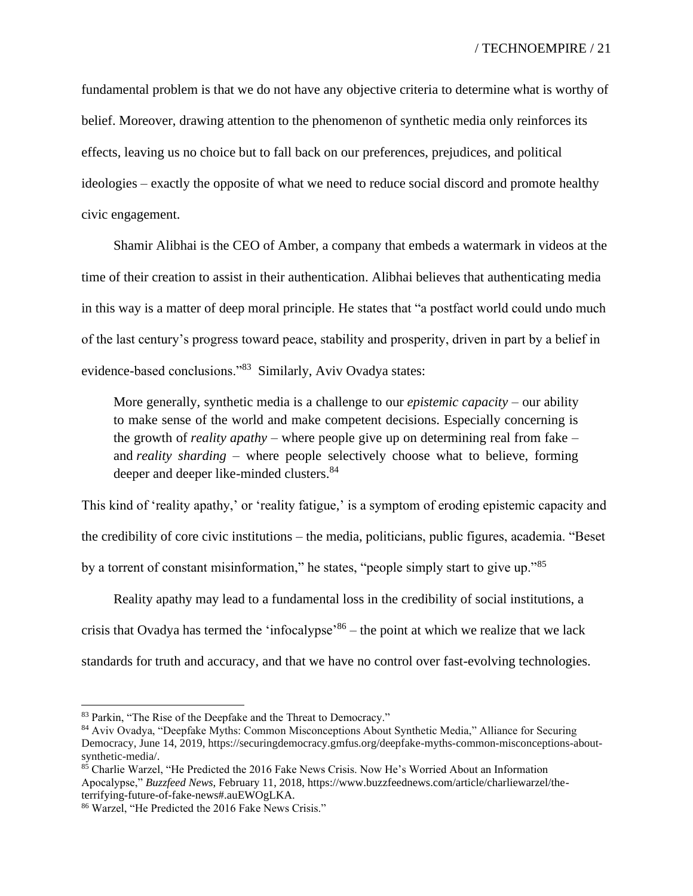fundamental problem is that we do not have any objective criteria to determine what is worthy of belief. Moreover, drawing attention to the phenomenon of synthetic media only reinforces its effects, leaving us no choice but to fall back on our preferences, prejudices, and political ideologies – exactly the opposite of what we need to reduce social discord and promote healthy civic engagement.

Shamir Alibhai is the CEO of Amber, a company that embeds a watermark in videos at the time of their creation to assist in their authentication. Alibhai believes that authenticating media in this way is a matter of deep moral principle. He states that "a postfact world could undo much of the last century's progress toward peace, stability and prosperity, driven in part by a belief in evidence-based conclusions."[83] Similarly, Aviv Ovadya states:

> More generally, synthetic media is a challenge to our *epistemic capacity* – our ability to make sense of the world and make competent decisions. Especially concerning is the growth of *reality apathy* – where people give up on determining real from fake – and *reality sharding* – where people selectively choose what to believe, forming deeper and deeper like-minded clusters.[84]

This kind of 'reality apathy,' or 'reality fatigue,' is a symptom of eroding epistemic capacity and the credibility of core civic institutions – the media, politicians, public figures, academia. "Beset by a torrent of constant misinformation," he states, "people simply start to give up."[85]

Reality apathy may lead to a fundamental loss in the credibility of social institutions, a crisis that Ovadya has termed the 'infocalypse'[86] – the point at which we realize that we lack standards for truth and accuracy, and that we have no control over fast-evolving technologies.

---

[83] Parkin, "The Rise of the Deepfake and the Threat to Democracy."

[84] Aviv Ovadya, "Deepfake Myths: Common Misconceptions About Synthetic Media," Alliance for Securing Democracy, June 14, 2019, https://securingdemocracy.gmfus.org/deepfake-myths-common-misconceptions-about-synthetic-media/.

[85] Charlie Warzel, "He Predicted the 2016 Fake News Crisis. Now He's Worried About an Information Apocalypse," *Buzzfeed News*, February 11, 2018, https://www.buzzfeednews.com/article/charliewarzel/the-terrifying-future-of-fake-news#.auEWOgLKA.

[86] Warzel, "He Predicted the 2016 Fake News Crisis."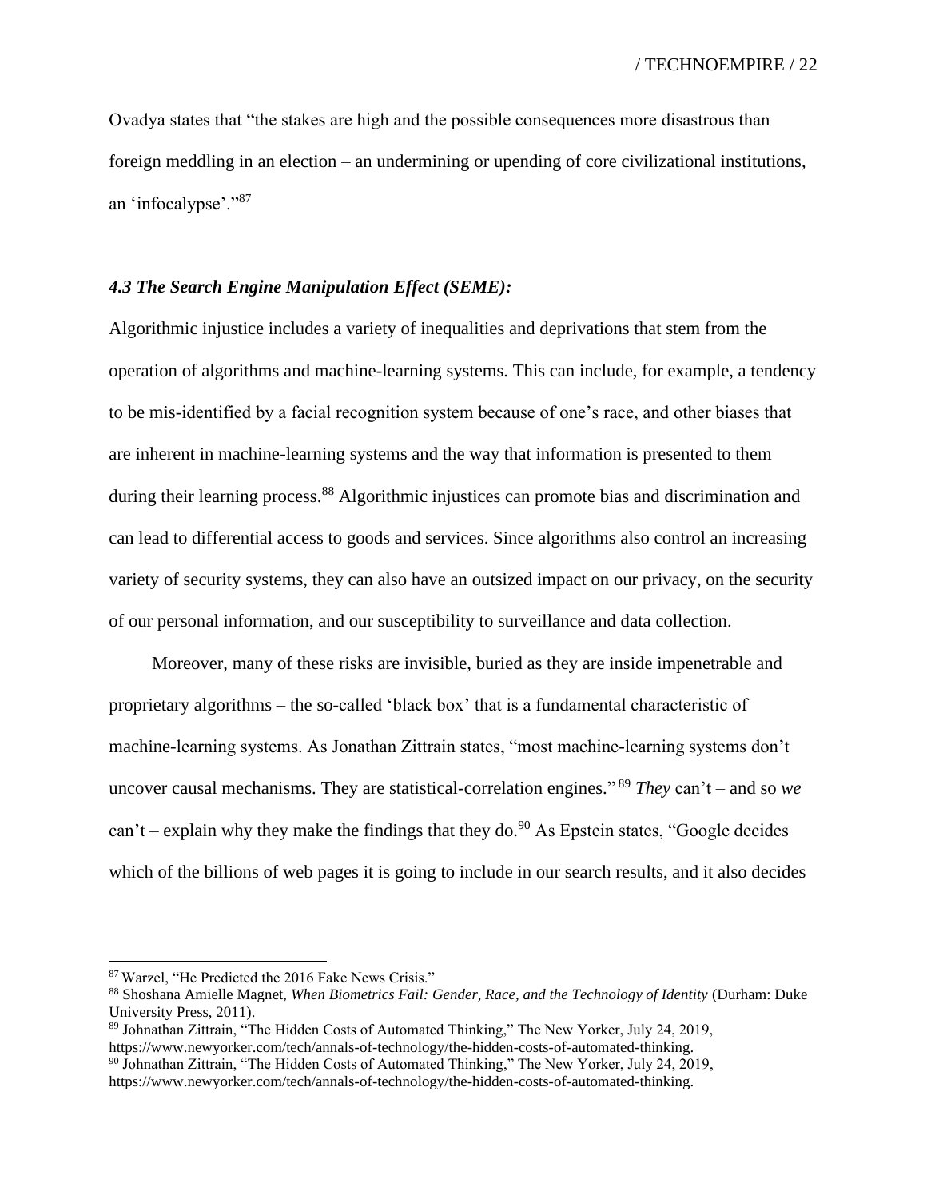Ovadya states that "the stakes are high and the possible consequences more disastrous than foreign meddling in an election – an undermining or upending of core civilizational institutions, an 'infocalypse'."[87]

### *4.3 The Search Engine Manipulation Effect (SEME):*

Algorithmic injustice includes a variety of inequalities and deprivations that stem from the operation of algorithms and machine-learning systems. This can include, for example, a tendency to be mis-identified by a facial recognition system because of one's race, and other biases that are inherent in machine-learning systems and the way that information is presented to them during their learning process.[88] Algorithmic injustices can promote bias and discrimination and can lead to differential access to goods and services. Since algorithms also control an increasing variety of security systems, they can also have an outsized impact on our privacy, on the security of our personal information, and our susceptibility to surveillance and data collection.

Moreover, many of these risks are invisible, buried as they are inside impenetrable and proprietary algorithms – the so-called 'black box' that is a fundamental characteristic of machine-learning systems. As Jonathan Zittrain states, "most machine-learning systems don't uncover causal mechanisms. They are statistical-correlation engines."[89] *They* can't – and so *we* can't – explain why they make the findings that they do.[90] As Epstein states, "Google decides which of the billions of web pages it is going to include in our search results, and it also decides

---

[87] Warzel, "He Predicted the 2016 Fake News Crisis."

[88] Shoshana Amielle Magnet, *When Biometrics Fail: Gender, Race, and the Technology of Identity* (Durham: Duke University Press, 2011).

[89] Johnathan Zittrain, "The Hidden Costs of Automated Thinking," The New Yorker, July 24, 2019, https://www.newyorker.com/tech/annals-of-technology/the-hidden-costs-of-automated-thinking.

[90] Johnathan Zittrain, "The Hidden Costs of Automated Thinking," The New Yorker, July 24, 2019, https://www.newyorker.com/tech/annals-of-technology/the-hidden-costs-of-automated-thinking.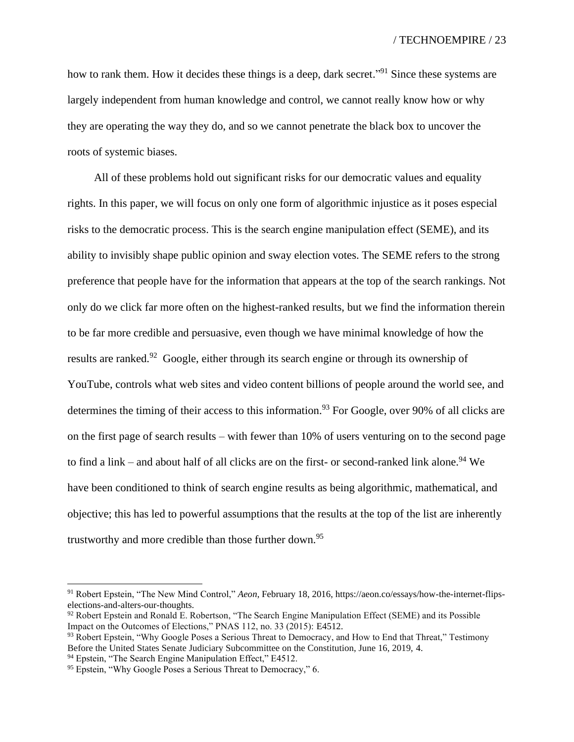how to rank them. How it decides these things is a deep, dark secret."[91] Since these systems are largely independent from human knowledge and control, we cannot really know how or why they are operating the way they do, and so we cannot penetrate the black box to uncover the roots of systemic biases.

All of these problems hold out significant risks for our democratic values and equality rights. In this paper, we will focus on only one form of algorithmic injustice as it poses especial risks to the democratic process. This is the search engine manipulation effect (SEME), and its ability to invisibly shape public opinion and sway election votes. The SEME refers to the strong preference that people have for the information that appears at the top of the search rankings. Not only do we click far more often on the highest-ranked results, but we find the information therein to be far more credible and persuasive, even though we have minimal knowledge of how the results are ranked.[92] Google, either through its search engine or through its ownership of YouTube, controls what web sites and video content billions of people around the world see, and determines the timing of their access to this information.[93] For Google, over 90% of all clicks are on the first page of search results – with fewer than 10% of users venturing on to the second page to find a link – and about half of all clicks are on the first- or second-ranked link alone.[94] We have been conditioned to think of search engine results as being algorithmic, mathematical, and objective; this has led to powerful assumptions that the results at the top of the list are inherently trustworthy and more credible than those further down.[95]

---

[91] Robert Epstein, "The New Mind Control," *Aeon*, February 18, 2016, https://aeon.co/essays/how-the-internet-flips-elections-and-alters-our-thoughts.

[92] Robert Epstein and Ronald E. Robertson, "The Search Engine Manipulation Effect (SEME) and its Possible Impact on the Outcomes of Elections," PNAS 112, no. 33 (2015): E4512.

[93] Robert Epstein, "Why Google Poses a Serious Threat to Democracy, and How to End that Threat," Testimony Before the United States Senate Judiciary Subcommittee on the Constitution, June 16, 2019, 4.

[94] Epstein, "The Search Engine Manipulation Effect," E4512.

[95] Epstein, "Why Google Poses a Serious Threat to Democracy," 6.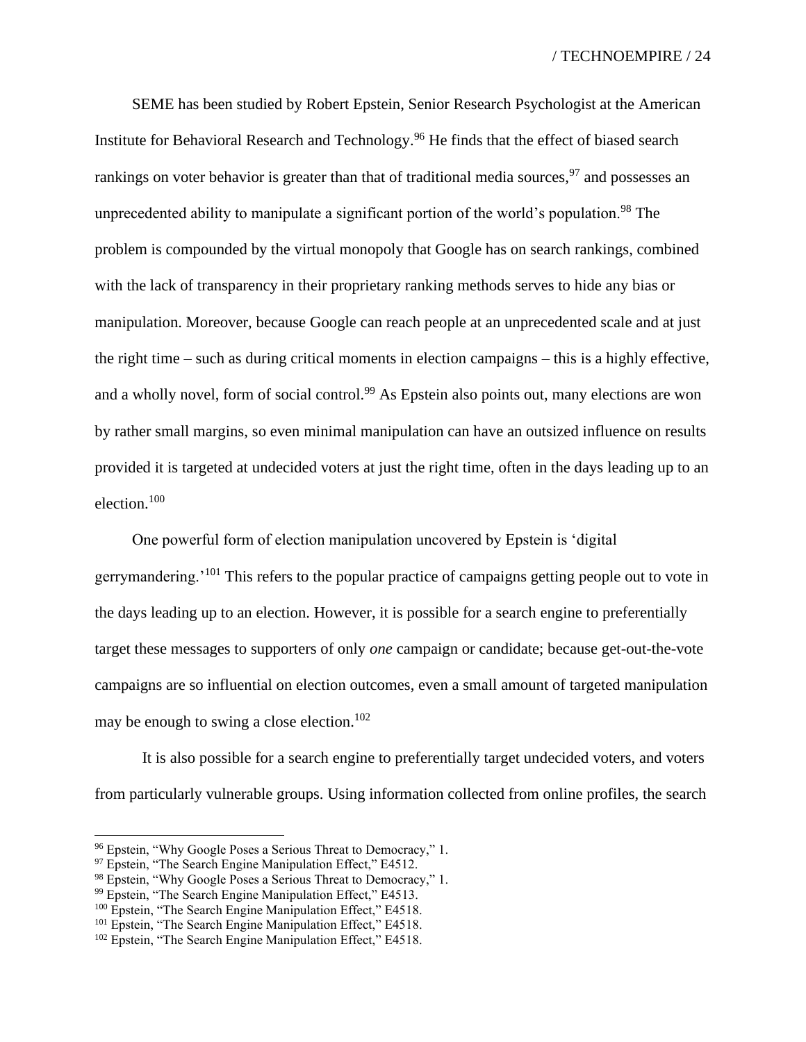SEME has been studied by Robert Epstein, Senior Research Psychologist at the American Institute for Behavioral Research and Technology.[96] He finds that the effect of biased search rankings on voter behavior is greater than that of traditional media sources,[97] and possesses an unprecedented ability to manipulate a significant portion of the world's population.[98] The problem is compounded by the virtual monopoly that Google has on search rankings, combined with the lack of transparency in their proprietary ranking methods serves to hide any bias or manipulation. Moreover, because Google can reach people at an unprecedented scale and at just the right time – such as during critical moments in election campaigns – this is a highly effective, and a wholly novel, form of social control.[99] As Epstein also points out, many elections are won by rather small margins, so even minimal manipulation can have an outsized influence on results provided it is targeted at undecided voters at just the right time, often in the days leading up to an election.[100]

One powerful form of election manipulation uncovered by Epstein is 'digital gerrymandering.'[101] This refers to the popular practice of campaigns getting people out to vote in the days leading up to an election. However, it is possible for a search engine to preferentially target these messages to supporters of only *one* campaign or candidate; because get-out-the-vote campaigns are so influential on election outcomes, even a small amount of targeted manipulation may be enough to swing a close election.[102]

It is also possible for a search engine to preferentially target undecided voters, and voters from particularly vulnerable groups. Using information collected from online profiles, the search

[96] Epstein, "Why Google Poses a Serious Threat to Democracy," 1.
[97] Epstein, "The Search Engine Manipulation Effect," E4512.
[98] Epstein, "Why Google Poses a Serious Threat to Democracy," 1.
[99] Epstein, "The Search Engine Manipulation Effect," E4513.
[100] Epstein, "The Search Engine Manipulation Effect," E4518.
[101] Epstein, "The Search Engine Manipulation Effect," E4518.
[102] Epstein, "The Search Engine Manipulation Effect," E4518.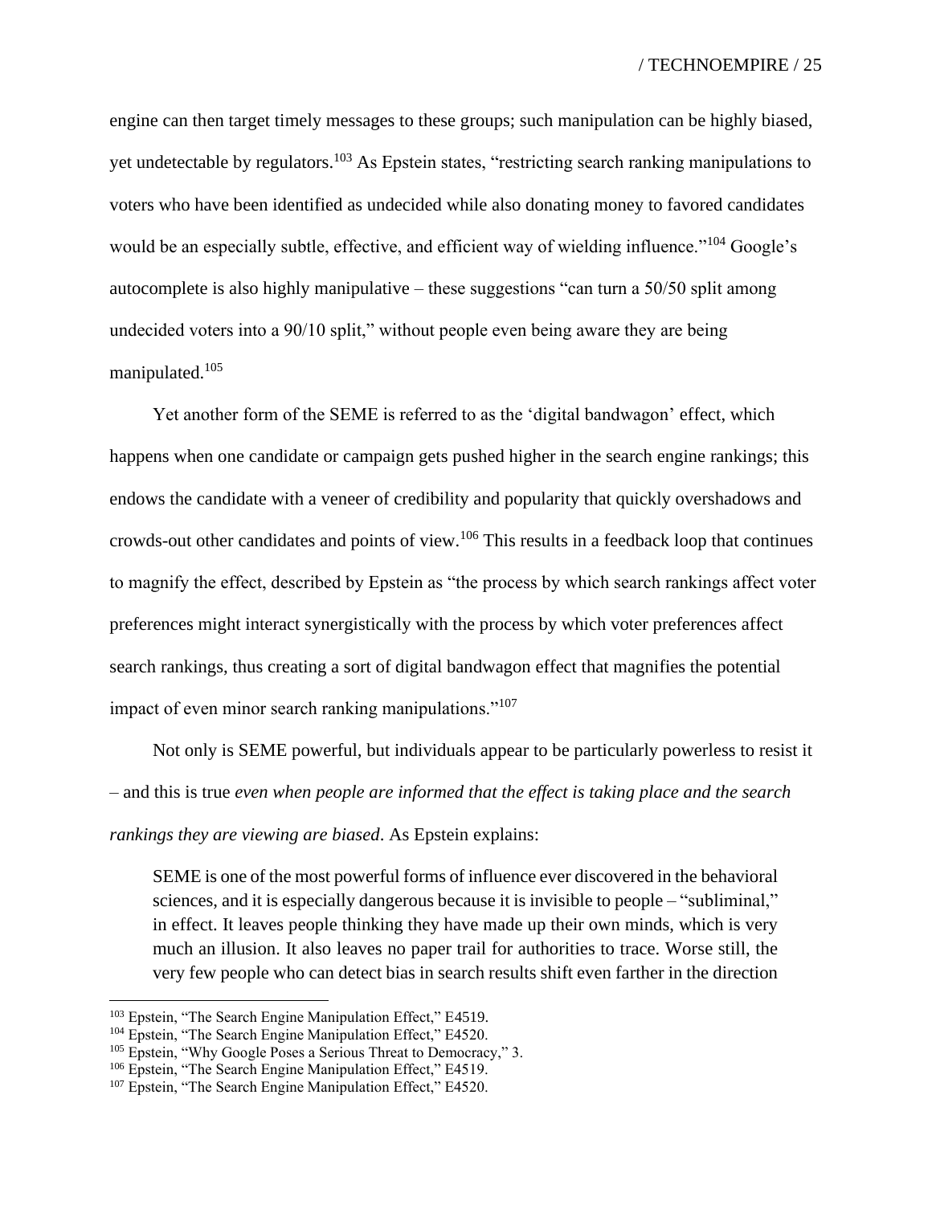engine can then target timely messages to these groups; such manipulation can be highly biased, yet undetectable by regulators.[103] As Epstein states, "restricting search ranking manipulations to voters who have been identified as undecided while also donating money to favored candidates would be an especially subtle, effective, and efficient way of wielding influence."[104] Google's autocomplete is also highly manipulative – these suggestions "can turn a 50/50 split among undecided voters into a 90/10 split," without people even being aware they are being manipulated.[105]

Yet another form of the SEME is referred to as the 'digital bandwagon' effect, which happens when one candidate or campaign gets pushed higher in the search engine rankings; this endows the candidate with a veneer of credibility and popularity that quickly overshadows and crowds-out other candidates and points of view.[106] This results in a feedback loop that continues to magnify the effect, described by Epstein as "the process by which search rankings affect voter preferences might interact synergistically with the process by which voter preferences affect search rankings, thus creating a sort of digital bandwagon effect that magnifies the potential impact of even minor search ranking manipulations."[107]

Not only is SEME powerful, but individuals appear to be particularly powerless to resist it – and this is true *even when people are informed that the effect is taking place and the search rankings they are viewing are biased*. As Epstein explains:

> SEME is one of the most powerful forms of influence ever discovered in the behavioral sciences, and it is especially dangerous because it is invisible to people – "subliminal," in effect. It leaves people thinking they have made up their own minds, which is very much an illusion. It also leaves no paper trail for authorities to trace. Worse still, the very few people who can detect bias in search results shift even farther in the direction

---

[103] Epstein, "The Search Engine Manipulation Effect," E4519.

[104] Epstein, "The Search Engine Manipulation Effect," E4520.

[105] Epstein, "Why Google Poses a Serious Threat to Democracy," 3.

[106] Epstein, "The Search Engine Manipulation Effect," E4519.

[107] Epstein, "The Search Engine Manipulation Effect," E4520.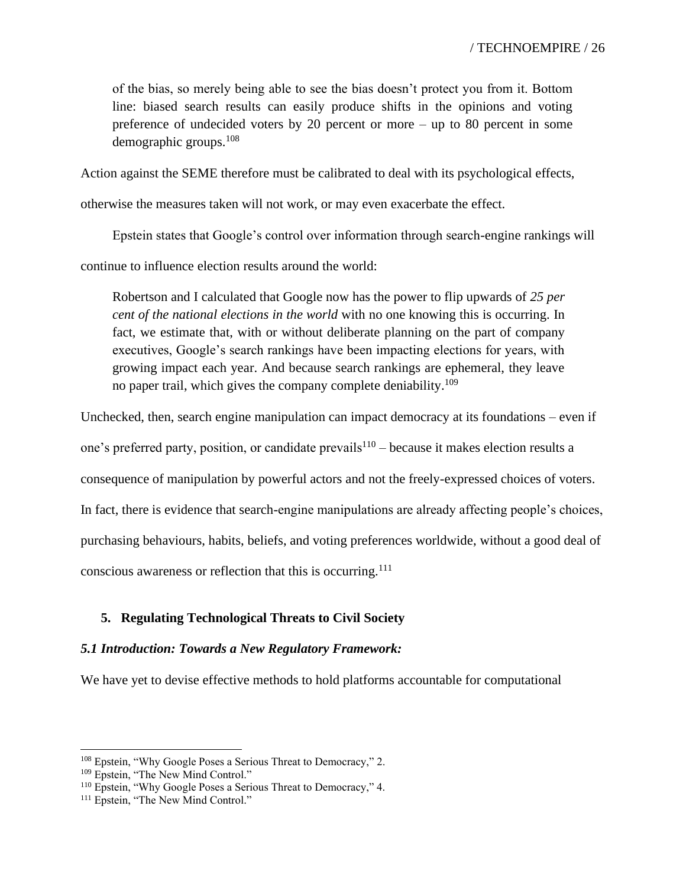> of the bias, so merely being able to see the bias doesn't protect you from it. Bottom line: biased search results can easily produce shifts in the opinions and voting preference of undecided voters by 20 percent or more – up to 80 percent in some demographic groups.[108]

Action against the SEME therefore must be calibrated to deal with its psychological effects, otherwise the measures taken will not work, or may even exacerbate the effect.

Epstein states that Google's control over information through search-engine rankings will continue to influence election results around the world:

> Robertson and I calculated that Google now has the power to flip upwards of *25 per cent of the national elections in the world* with no one knowing this is occurring. In fact, we estimate that, with or without deliberate planning on the part of company executives, Google's search rankings have been impacting elections for years, with growing impact each year. And because search rankings are ephemeral, they leave no paper trail, which gives the company complete deniability.[109]

Unchecked, then, search engine manipulation can impact democracy at its foundations – even if one's preferred party, position, or candidate prevails[110] – because it makes election results a consequence of manipulation by powerful actors and not the freely-expressed choices of voters. In fact, there is evidence that search-engine manipulations are already affecting people's choices, purchasing behaviours, habits, beliefs, and voting preferences worldwide, without a good deal of conscious awareness or reflection that this is occurring.[111]

## 5. Regulating Technological Threats to Civil Society

### *5.1 Introduction: Towards a New Regulatory Framework:*

We have yet to devise effective methods to hold platforms accountable for computational

---

[108] Epstein, "Why Google Poses a Serious Threat to Democracy," 2.

[109] Epstein, "The New Mind Control."

[110] Epstein, "Why Google Poses a Serious Threat to Democracy," 4.

[111] Epstein, "The New Mind Control."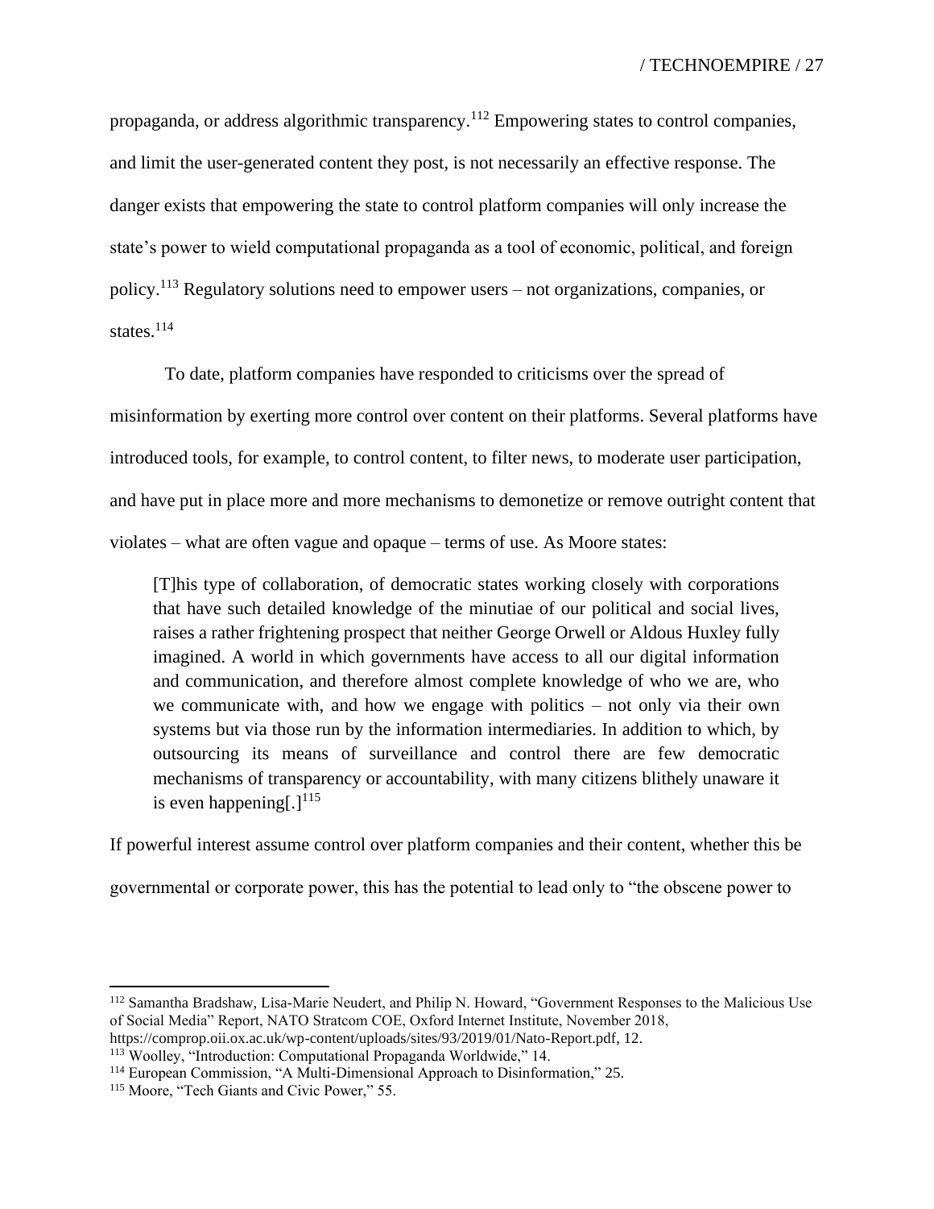propaganda, or address algorithmic transparency.[112] Empowering states to control companies, and limit the user-generated content they post, is not necessarily an effective response. The danger exists that empowering the state to control platform companies will only increase the state's power to wield computational propaganda as a tool of economic, political, and foreign policy.[113] Regulatory solutions need to empower users – not organizations, companies, or states.[114]

To date, platform companies have responded to criticisms over the spread of misinformation by exerting more control over content on their platforms. Several platforms have introduced tools, for example, to control content, to filter news, to moderate user participation, and have put in place more and more mechanisms to demonetize or remove outright content that violates – what are often vague and opaque – terms of use. As Moore states:

> [T]his type of collaboration, of democratic states working closely with corporations that have such detailed knowledge of the minutiae of our political and social lives, raises a rather frightening prospect that neither George Orwell or Aldous Huxley fully imagined. A world in which governments have access to all our digital information and communication, and therefore almost complete knowledge of who we are, who we communicate with, and how we engage with politics – not only via their own systems but via those run by the information intermediaries. In addition to which, by outsourcing its means of surveillance and control there are few democratic mechanisms of transparency or accountability, with many citizens blithely unaware it is even happening[.][115]

If powerful interest assume control over platform companies and their content, whether this be governmental or corporate power, this has the potential to lead only to "the obscene power to

---

[112] Samantha Bradshaw, Lisa-Marie Neudert, and Philip N. Howard, "Government Responses to the Malicious Use of Social Media" Report, NATO Stratcom COE, Oxford Internet Institute, November 2018, https://comprop.oii.ox.ac.uk/wp-content/uploads/sites/93/2019/01/Nato-Report.pdf, 12.

[113] Woolley, "Introduction: Computational Propaganda Worldwide," 14.

[114] European Commission, "A Multi-Dimensional Approach to Disinformation," 25.

[115] Moore, "Tech Giants and Civic Power," 55.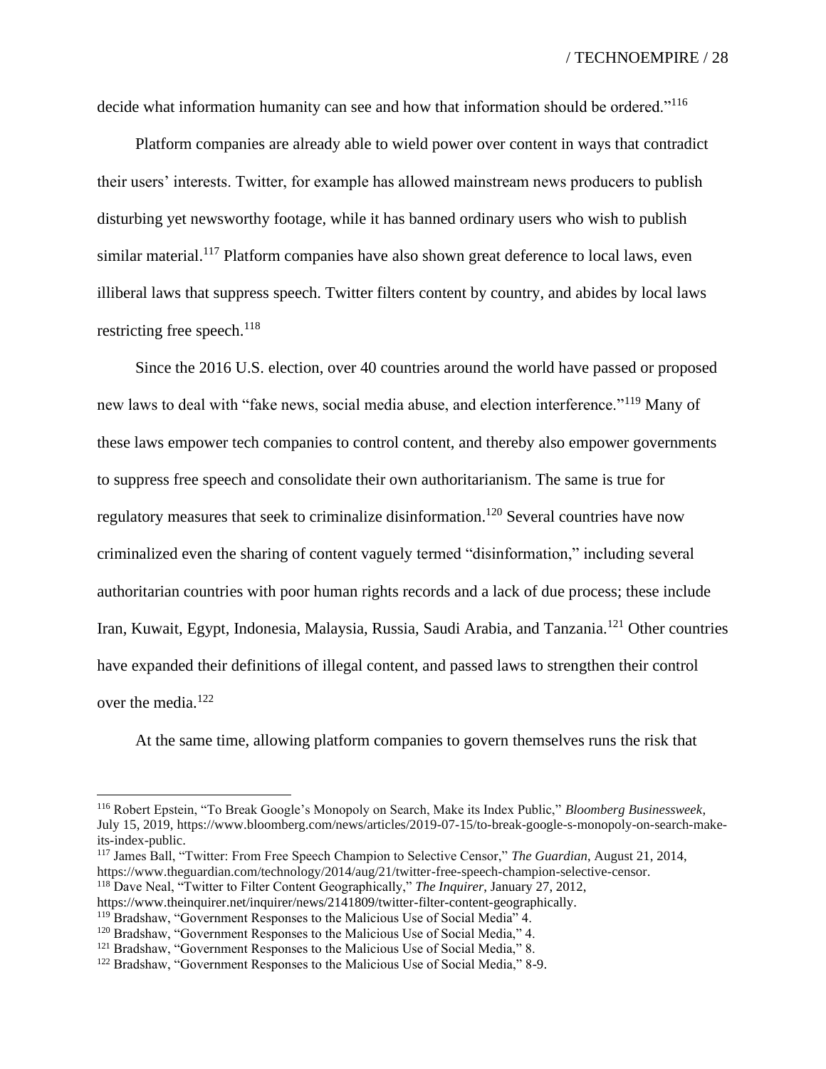decide what information humanity can see and how that information should be ordered."[116]

Platform companies are already able to wield power over content in ways that contradict their users' interests. Twitter, for example has allowed mainstream news producers to publish disturbing yet newsworthy footage, while it has banned ordinary users who wish to publish similar material.[117] Platform companies have also shown great deference to local laws, even illiberal laws that suppress speech. Twitter filters content by country, and abides by local laws restricting free speech.[118]

Since the 2016 U.S. election, over 40 countries around the world have passed or proposed new laws to deal with "fake news, social media abuse, and election interference."[119] Many of these laws empower tech companies to control content, and thereby also empower governments to suppress free speech and consolidate their own authoritarianism. The same is true for regulatory measures that seek to criminalize disinformation.[120] Several countries have now criminalized even the sharing of content vaguely termed "disinformation," including several authoritarian countries with poor human rights records and a lack of due process; these include Iran, Kuwait, Egypt, Indonesia, Malaysia, Russia, Saudi Arabia, and Tanzania.[121] Other countries have expanded their definitions of illegal content, and passed laws to strengthen their control over the media.[122]

At the same time, allowing platform companies to govern themselves runs the risk that

---

[116] Robert Epstein, "To Break Google's Monopoly on Search, Make its Index Public," *Bloomberg Businessweek*, July 15, 2019, https://www.bloomberg.com/news/articles/2019-07-15/to-break-google-s-monopoly-on-search-make-its-index-public.

[117] James Ball, "Twitter: From Free Speech Champion to Selective Censor," *The Guardian*, August 21, 2014, https://www.theguardian.com/technology/2014/aug/21/twitter-free-speech-champion-selective-censor.

[118] Dave Neal, "Twitter to Filter Content Geographically," *The Inquirer*, January 27, 2012, https://www.theinquirer.net/inquirer/news/2141809/twitter-filter-content-geographically.

[119] Bradshaw, "Government Responses to the Malicious Use of Social Media" 4.

[120] Bradshaw, "Government Responses to the Malicious Use of Social Media," 4.

[121] Bradshaw, "Government Responses to the Malicious Use of Social Media," 8.

[122] Bradshaw, "Government Responses to the Malicious Use of Social Media," 8-9.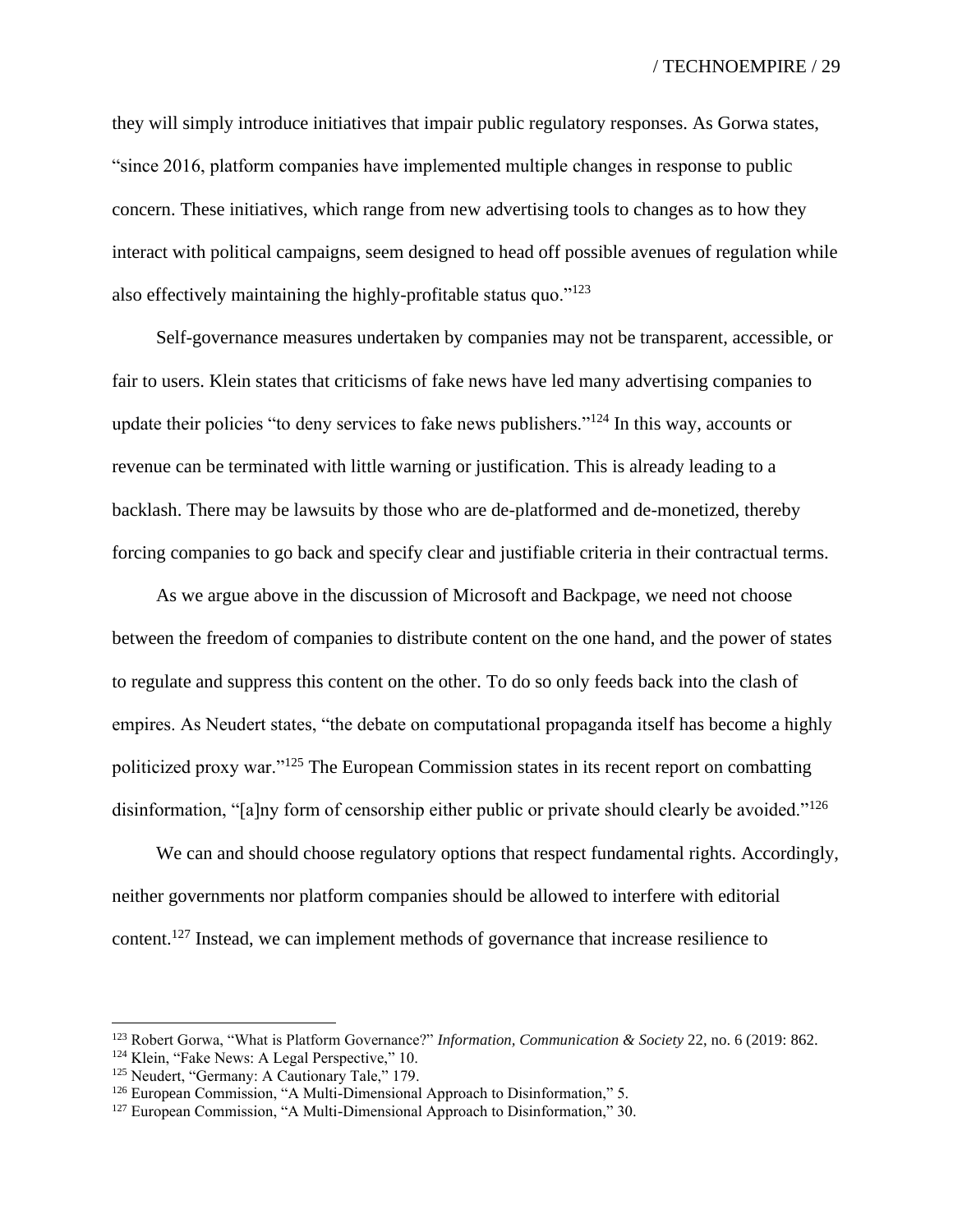they will simply introduce initiatives that impair public regulatory responses. As Gorwa states, "since 2016, platform companies have implemented multiple changes in response to public concern. These initiatives, which range from new advertising tools to changes as to how they interact with political campaigns, seem designed to head off possible avenues of regulation while also effectively maintaining the highly-profitable status quo."[123]

Self-governance measures undertaken by companies may not be transparent, accessible, or fair to users. Klein states that criticisms of fake news have led many advertising companies to update their policies "to deny services to fake news publishers."[124] In this way, accounts or revenue can be terminated with little warning or justification. This is already leading to a backlash. There may be lawsuits by those who are de-platformed and de-monetized, thereby forcing companies to go back and specify clear and justifiable criteria in their contractual terms.

As we argue above in the discussion of Microsoft and Backpage, we need not choose between the freedom of companies to distribute content on the one hand, and the power of states to regulate and suppress this content on the other. To do so only feeds back into the clash of empires. As Neudert states, "the debate on computational propaganda itself has become a highly politicized proxy war."[125] The European Commission states in its recent report on combatting disinformation, "[a]ny form of censorship either public or private should clearly be avoided."[126]

We can and should choose regulatory options that respect fundamental rights. Accordingly, neither governments nor platform companies should be allowed to interfere with editorial content.[127] Instead, we can implement methods of governance that increase resilience to

---

[123] Robert Gorwa, "What is Platform Governance?" *Information, Communication & Society* 22, no. 6 (2019: 862.

[124] Klein, "Fake News: A Legal Perspective," 10.

[125] Neudert, "Germany: A Cautionary Tale," 179.

[126] European Commission, "A Multi-Dimensional Approach to Disinformation," 5.

[127] European Commission, "A Multi-Dimensional Approach to Disinformation," 30.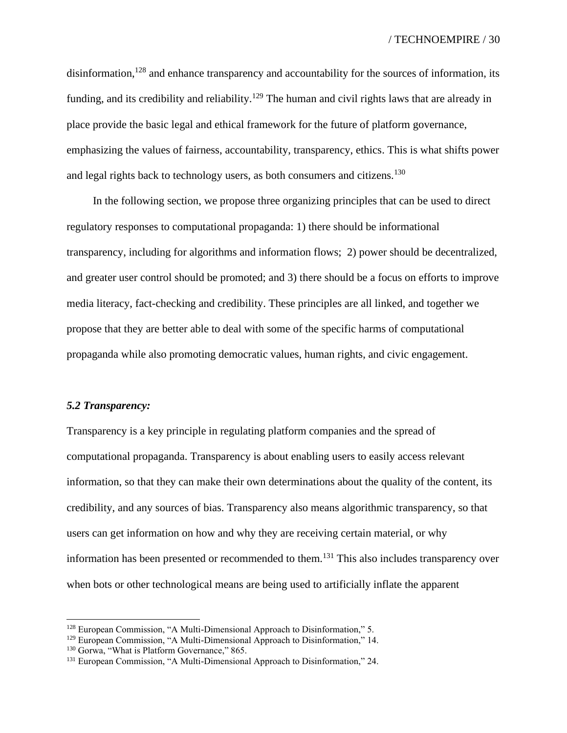disinformation,[128] and enhance transparency and accountability for the sources of information, its funding, and its credibility and reliability.[129] The human and civil rights laws that are already in place provide the basic legal and ethical framework for the future of platform governance, emphasizing the values of fairness, accountability, transparency, ethics. This is what shifts power and legal rights back to technology users, as both consumers and citizens.[130]

In the following section, we propose three organizing principles that can be used to direct regulatory responses to computational propaganda: 1) there should be informational transparency, including for algorithms and information flows; 2) power should be decentralized, and greater user control should be promoted; and 3) there should be a focus on efforts to improve media literacy, fact-checking and credibility. These principles are all linked, and together we propose that they are better able to deal with some of the specific harms of computational propaganda while also promoting democratic values, human rights, and civic engagement.

### *5.2 Transparency:*

Transparency is a key principle in regulating platform companies and the spread of computational propaganda. Transparency is about enabling users to easily access relevant information, so that they can make their own determinations about the quality of the content, its credibility, and any sources of bias. Transparency also means algorithmic transparency, so that users can get information on how and why they are receiving certain material, or why information has been presented or recommended to them.[131] This also includes transparency over when bots or other technological means are being used to artificially inflate the apparent

---

[128] European Commission, "A Multi-Dimensional Approach to Disinformation," 5.

[129] European Commission, "A Multi-Dimensional Approach to Disinformation," 14.

[130] Gorwa, "What is Platform Governance," 865.

[131] European Commission, "A Multi-Dimensional Approach to Disinformation," 24.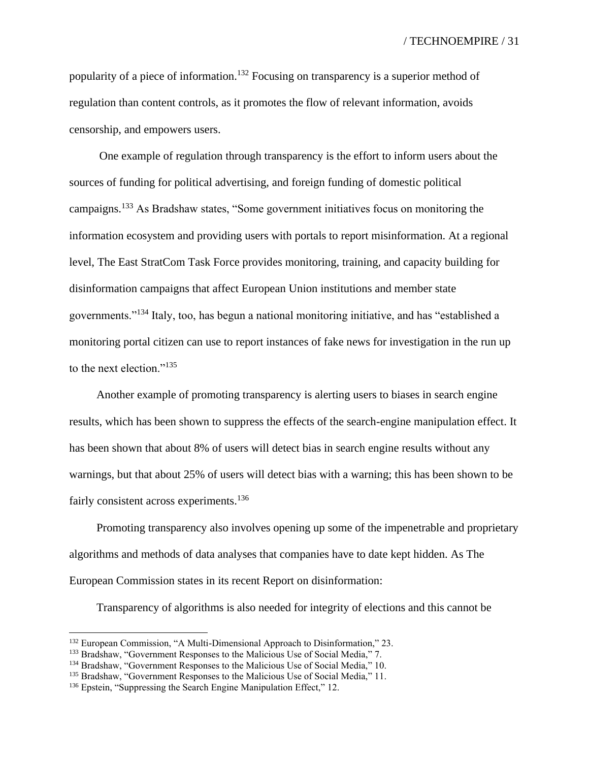popularity of a piece of information.[132] Focusing on transparency is a superior method of regulation than content controls, as it promotes the flow of relevant information, avoids censorship, and empowers users.

One example of regulation through transparency is the effort to inform users about the sources of funding for political advertising, and foreign funding of domestic political campaigns.[133] As Bradshaw states, "Some government initiatives focus on monitoring the information ecosystem and providing users with portals to report misinformation. At a regional level, The East StratCom Task Force provides monitoring, training, and capacity building for disinformation campaigns that affect European Union institutions and member state governments."[134] Italy, too, has begun a national monitoring initiative, and has "established a monitoring portal citizen can use to report instances of fake news for investigation in the run up to the next election."[135]

Another example of promoting transparency is alerting users to biases in search engine results, which has been shown to suppress the effects of the search-engine manipulation effect. It has been shown that about 8% of users will detect bias in search engine results without any warnings, but that about 25% of users will detect bias with a warning; this has been shown to be fairly consistent across experiments.[136]

Promoting transparency also involves opening up some of the impenetrable and proprietary algorithms and methods of data analyses that companies have to date kept hidden. As The European Commission states in its recent Report on disinformation:

Transparency of algorithms is also needed for integrity of elections and this cannot be

---

[132] European Commission, "A Multi-Dimensional Approach to Disinformation," 23.
[133] Bradshaw, "Government Responses to the Malicious Use of Social Media," 7.
[134] Bradshaw, "Government Responses to the Malicious Use of Social Media," 10.
[135] Bradshaw, "Government Responses to the Malicious Use of Social Media," 11.
[136] Epstein, "Suppressing the Search Engine Manipulation Effect," 12.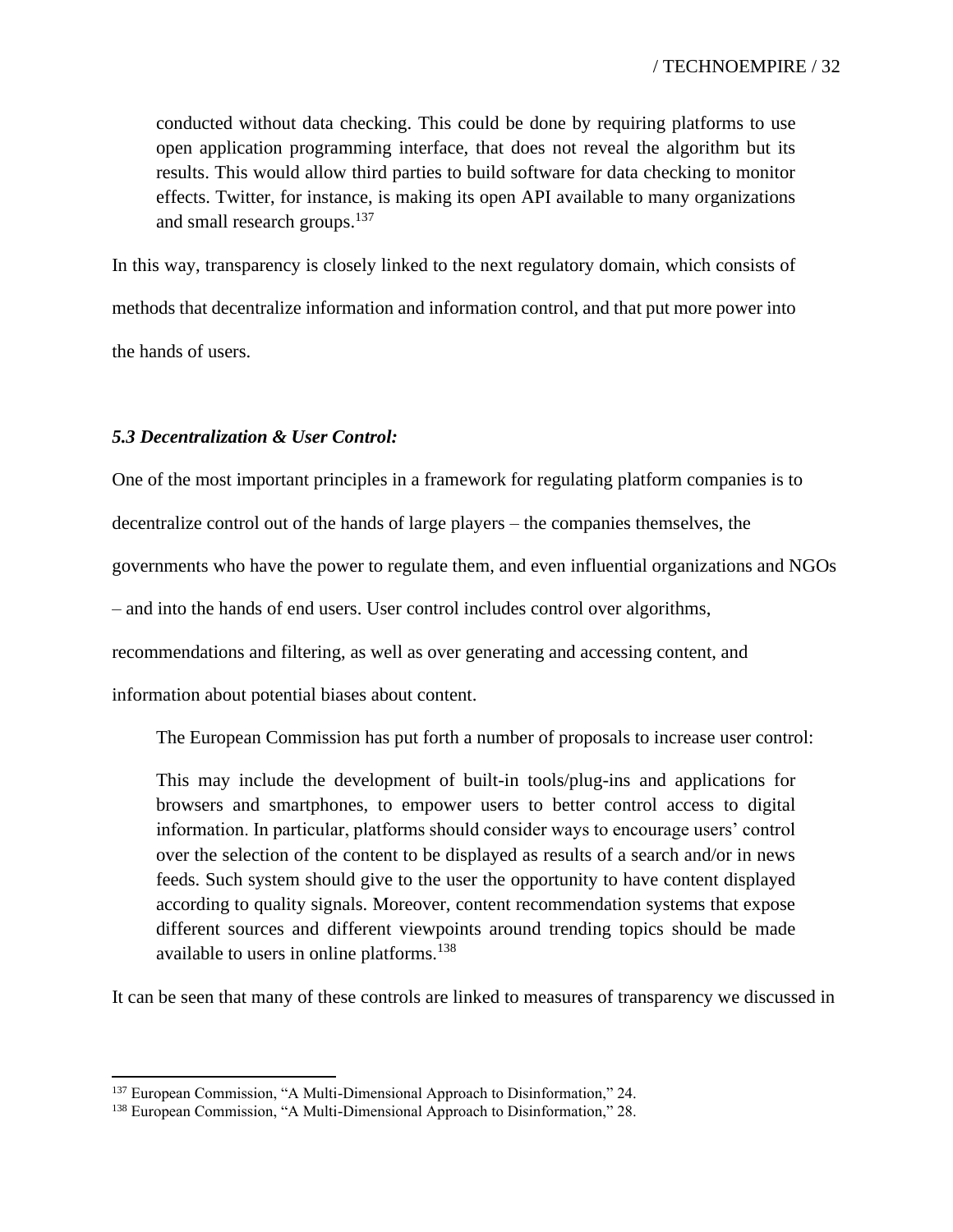> conducted without data checking. This could be done by requiring platforms to use open application programming interface, that does not reveal the algorithm but its results. This would allow third parties to build software for data checking to monitor effects. Twitter, for instance, is making its open API available to many organizations and small research groups.[137]

In this way, transparency is closely linked to the next regulatory domain, which consists of methods that decentralize information and information control, and that put more power into the hands of users.

### *5.3 Decentralization & User Control:*

One of the most important principles in a framework for regulating platform companies is to decentralize control out of the hands of large players – the companies themselves, the governments who have the power to regulate them, and even influential organizations and NGOs – and into the hands of end users. User control includes control over algorithms, recommendations and filtering, as well as over generating and accessing content, and information about potential biases about content.

> The European Commission has put forth a number of proposals to increase user control:
>
> This may include the development of built-in tools/plug-ins and applications for browsers and smartphones, to empower users to better control access to digital information. In particular, platforms should consider ways to encourage users' control over the selection of the content to be displayed as results of a search and/or in news feeds. Such system should give to the user the opportunity to have content displayed according to quality signals. Moreover, content recommendation systems that expose different sources and different viewpoints around trending topics should be made available to users in online platforms.[138]

It can be seen that many of these controls are linked to measures of transparency we discussed in

[137] European Commission, "A Multi-Dimensional Approach to Disinformation," 24.

[138] European Commission, "A Multi-Dimensional Approach to Disinformation," 28.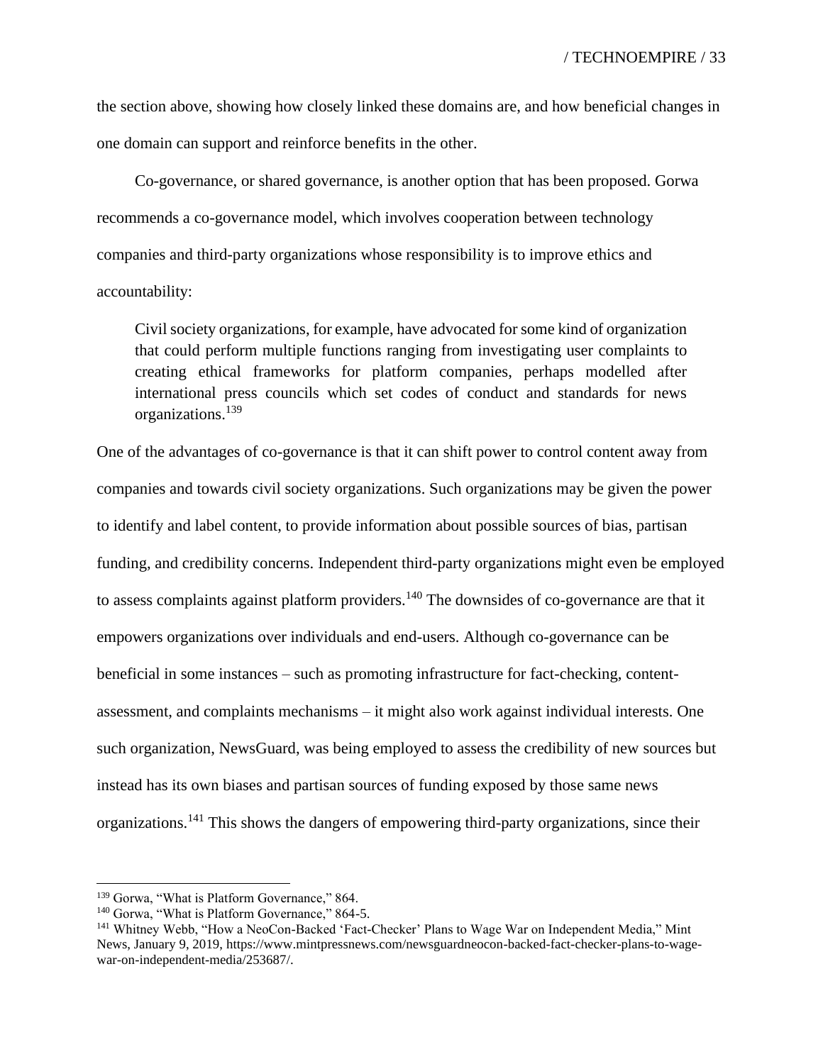the section above, showing how closely linked these domains are, and how beneficial changes in one domain can support and reinforce benefits in the other.

Co-governance, or shared governance, is another option that has been proposed. Gorwa recommends a co-governance model, which involves cooperation between technology companies and third-party organizations whose responsibility is to improve ethics and accountability:

> Civil society organizations, for example, have advocated for some kind of organization that could perform multiple functions ranging from investigating user complaints to creating ethical frameworks for platform companies, perhaps modelled after international press councils which set codes of conduct and standards for news organizations.[139]

One of the advantages of co-governance is that it can shift power to control content away from companies and towards civil society organizations. Such organizations may be given the power to identify and label content, to provide information about possible sources of bias, partisan funding, and credibility concerns. Independent third-party organizations might even be employed to assess complaints against platform providers.[140] The downsides of co-governance are that it empowers organizations over individuals and end-users. Although co-governance can be beneficial in some instances – such as promoting infrastructure for fact-checking, content-assessment, and complaints mechanisms – it might also work against individual interests. One such organization, NewsGuard, was being employed to assess the credibility of new sources but instead has its own biases and partisan sources of funding exposed by those same news organizations.[141] This shows the dangers of empowering third-party organizations, since their

---

[139] Gorwa, "What is Platform Governance," 864.

[140] Gorwa, "What is Platform Governance," 864-5.

[141] Whitney Webb, "How a NeoCon-Backed 'Fact-Checker' Plans to Wage War on Independent Media," Mint News, January 9, 2019, https://www.mintpressnews.com/newsguardneocon-backed-fact-checker-plans-to-wage-war-on-independent-media/253687/.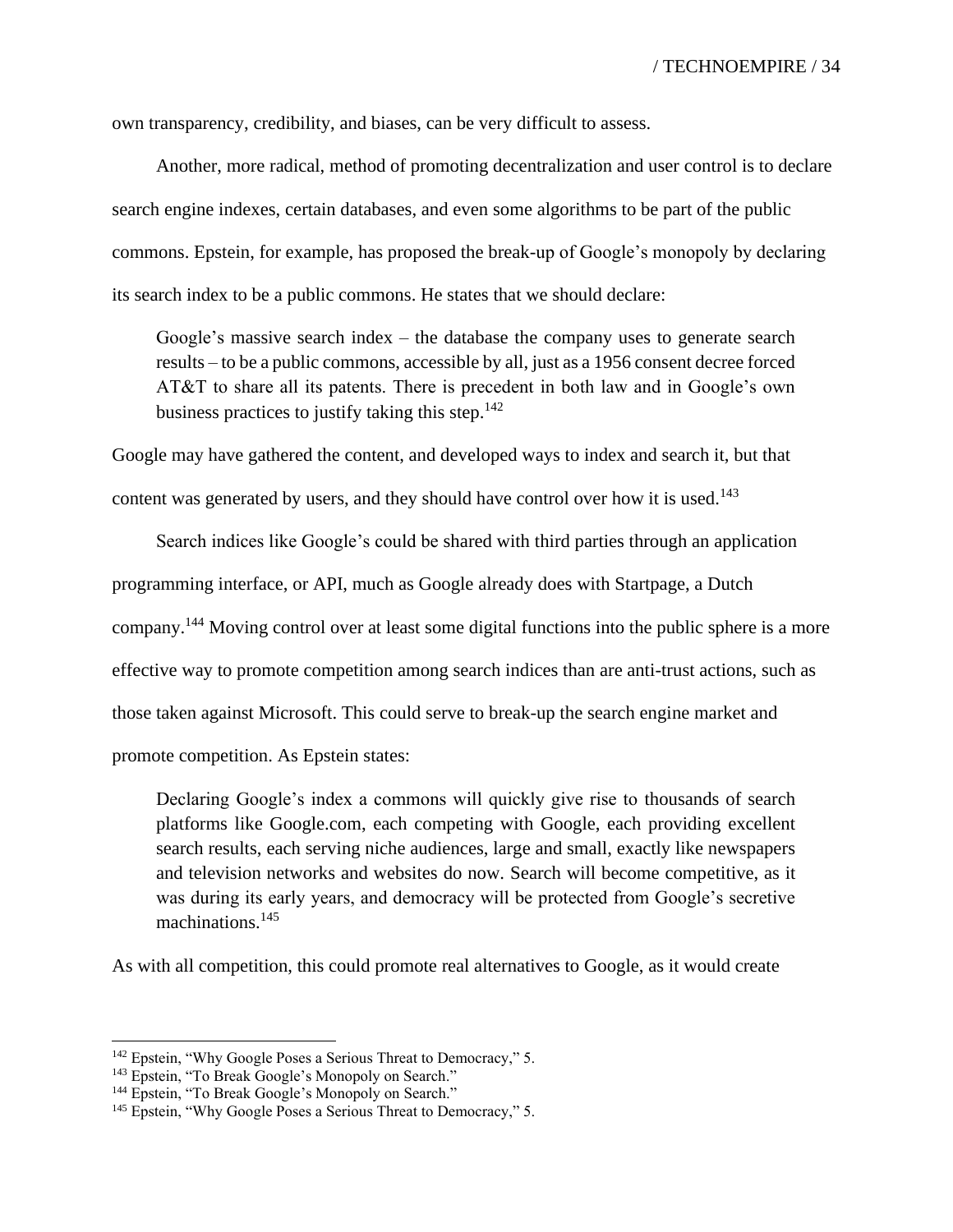own transparency, credibility, and biases, can be very difficult to assess.

Another, more radical, method of promoting decentralization and user control is to declare search engine indexes, certain databases, and even some algorithms to be part of the public commons. Epstein, for example, has proposed the break-up of Google's monopoly by declaring its search index to be a public commons. He states that we should declare:

> Google's massive search index – the database the company uses to generate search results – to be a public commons, accessible by all, just as a 1956 consent decree forced AT&T to share all its patents. There is precedent in both law and in Google's own business practices to justify taking this step.[142]

Google may have gathered the content, and developed ways to index and search it, but that content was generated by users, and they should have control over how it is used.[143]

Search indices like Google's could be shared with third parties through an application programming interface, or API, much as Google already does with Startpage, a Dutch company.[144] Moving control over at least some digital functions into the public sphere is a more effective way to promote competition among search indices than are anti-trust actions, such as those taken against Microsoft. This could serve to break-up the search engine market and promote competition. As Epstein states:

> Declaring Google's index a commons will quickly give rise to thousands of search platforms like Google.com, each competing with Google, each providing excellent search results, each serving niche audiences, large and small, exactly like newspapers and television networks and websites do now. Search will become competitive, as it was during its early years, and democracy will be protected from Google's secretive machinations.[145]

As with all competition, this could promote real alternatives to Google, as it would create

---

[142] Epstein, "Why Google Poses a Serious Threat to Democracy," 5.

[143] Epstein, "To Break Google's Monopoly on Search."

[144] Epstein, "To Break Google's Monopoly on Search."

[145] Epstein, "Why Google Poses a Serious Threat to Democracy," 5.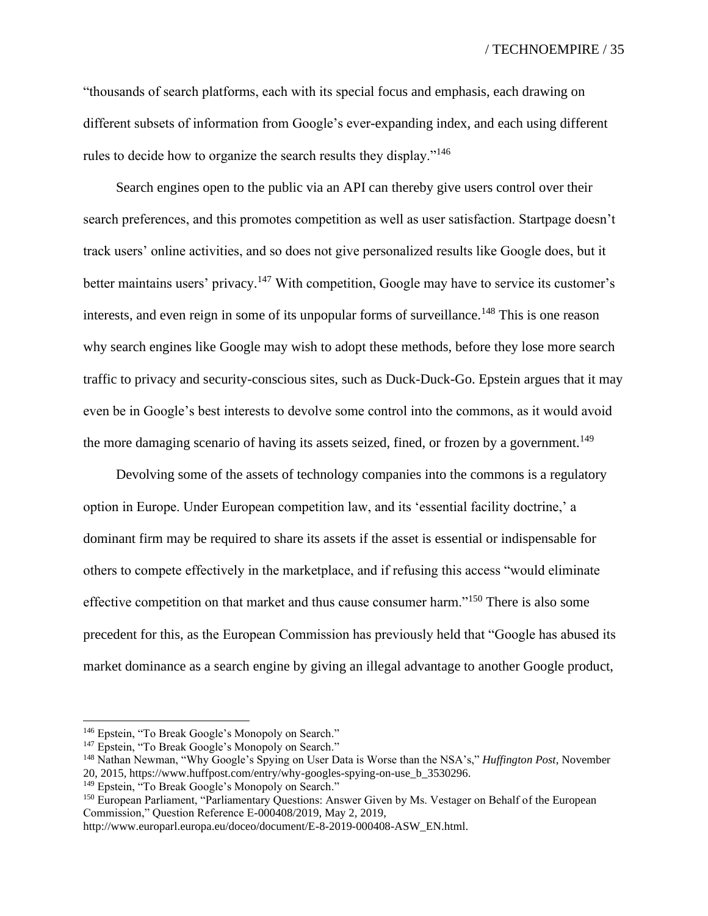"thousands of search platforms, each with its special focus and emphasis, each drawing on different subsets of information from Google's ever-expanding index, and each using different rules to decide how to organize the search results they display."[146]

Search engines open to the public via an API can thereby give users control over their search preferences, and this promotes competition as well as user satisfaction. Startpage doesn't track users' online activities, and so does not give personalized results like Google does, but it better maintains users' privacy.[147] With competition, Google may have to service its customer's interests, and even reign in some of its unpopular forms of surveillance.[148] This is one reason why search engines like Google may wish to adopt these methods, before they lose more search traffic to privacy and security-conscious sites, such as Duck-Duck-Go. Epstein argues that it may even be in Google's best interests to devolve some control into the commons, as it would avoid the more damaging scenario of having its assets seized, fined, or frozen by a government.[149]

Devolving some of the assets of technology companies into the commons is a regulatory option in Europe. Under European competition law, and its 'essential facility doctrine,' a dominant firm may be required to share its assets if the asset is essential or indispensable for others to compete effectively in the marketplace, and if refusing this access "would eliminate effective competition on that market and thus cause consumer harm."[150] There is also some precedent for this, as the European Commission has previously held that "Google has abused its market dominance as a search engine by giving an illegal advantage to another Google product,

---

[146] Epstein, "To Break Google's Monopoly on Search."

[147] Epstein, "To Break Google's Monopoly on Search."

[148] Nathan Newman, "Why Google's Spying on User Data is Worse than the NSA's," *Huffington Post*, November 20, 2015, https://www.huffpost.com/entry/why-googles-spying-on-use_b_3530296.

[149] Epstein, "To Break Google's Monopoly on Search."

[150] European Parliament, "Parliamentary Questions: Answer Given by Ms. Vestager on Behalf of the European Commission," Question Reference E-000408/2019, May 2, 2019, http://www.europarl.europa.eu/doceo/document/E-8-2019-000408-ASW_EN.html.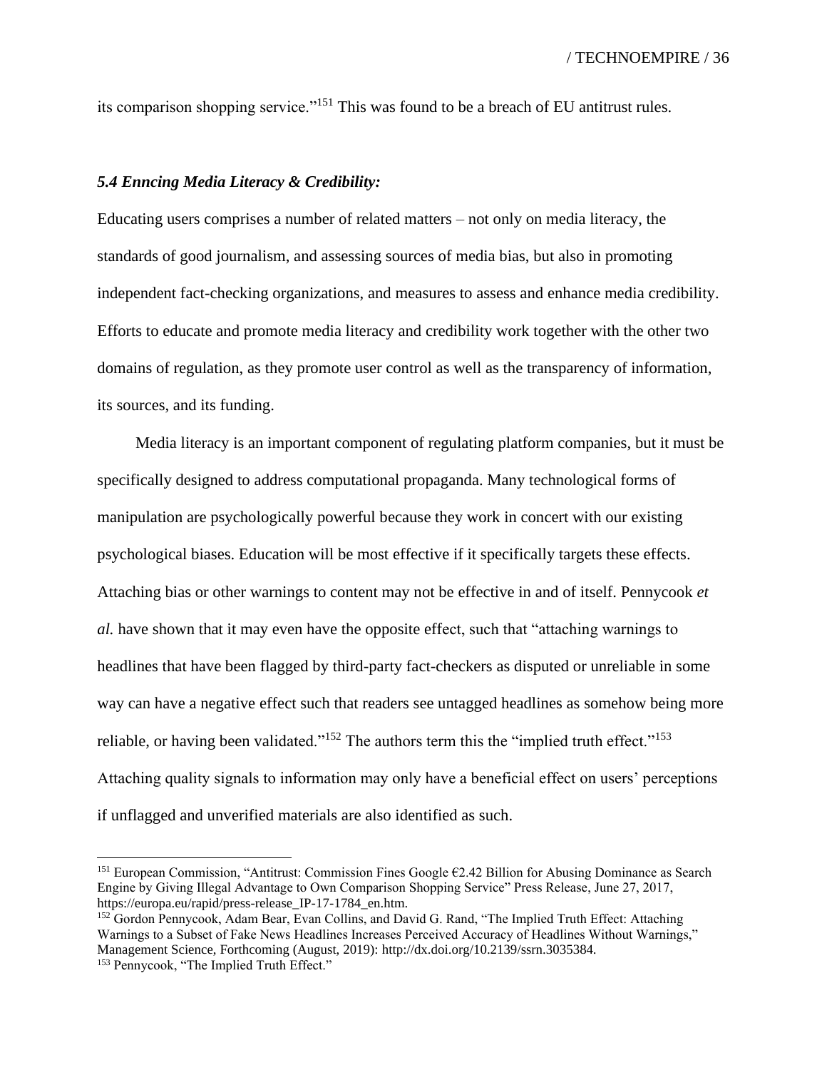its comparison shopping service."[151] This was found to be a breach of EU antitrust rules.

### *5.4 Enncing Media Literacy & Credibility:*

Educating users comprises a number of related matters – not only on media literacy, the standards of good journalism, and assessing sources of media bias, but also in promoting independent fact-checking organizations, and measures to assess and enhance media credibility. Efforts to educate and promote media literacy and credibility work together with the other two domains of regulation, as they promote user control as well as the transparency of information, its sources, and its funding.

Media literacy is an important component of regulating platform companies, but it must be specifically designed to address computational propaganda. Many technological forms of manipulation are psychologically powerful because they work in concert with our existing psychological biases. Education will be most effective if it specifically targets these effects. Attaching bias or other warnings to content may not be effective in and of itself. Pennycook *et al.* have shown that it may even have the opposite effect, such that "attaching warnings to headlines that have been flagged by third-party fact-checkers as disputed or unreliable in some way can have a negative effect such that readers see untagged headlines as somehow being more reliable, or having been validated."[152] The authors term this the "implied truth effect."[153] Attaching quality signals to information may only have a beneficial effect on users' perceptions if unflagged and unverified materials are also identified as such.

---

[151] European Commission, "Antitrust: Commission Fines Google €2.42 Billion for Abusing Dominance as Search Engine by Giving Illegal Advantage to Own Comparison Shopping Service" Press Release, June 27, 2017, https://europa.eu/rapid/press-release_IP-17-1784_en.htm.

[152] Gordon Pennycook, Adam Bear, Evan Collins, and David G. Rand, "The Implied Truth Effect: Attaching Warnings to a Subset of Fake News Headlines Increases Perceived Accuracy of Headlines Without Warnings," Management Science, Forthcoming (August, 2019): http://dx.doi.org/10.2139/ssrn.3035384.

[153] Pennycook, "The Implied Truth Effect."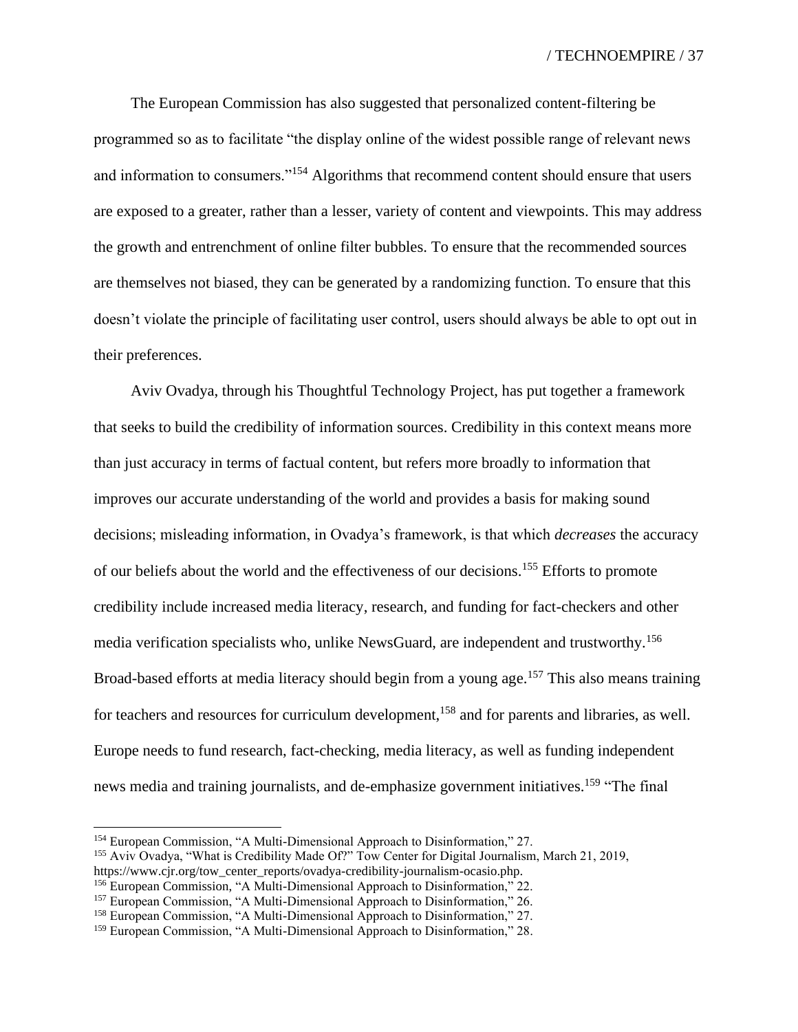The European Commission has also suggested that personalized content-filtering be programmed so as to facilitate "the display online of the widest possible range of relevant news and information to consumers."[154] Algorithms that recommend content should ensure that users are exposed to a greater, rather than a lesser, variety of content and viewpoints. This may address the growth and entrenchment of online filter bubbles. To ensure that the recommended sources are themselves not biased, they can be generated by a randomizing function. To ensure that this doesn't violate the principle of facilitating user control, users should always be able to opt out in their preferences.

Aviv Ovadya, through his Thoughtful Technology Project, has put together a framework that seeks to build the credibility of information sources. Credibility in this context means more than just accuracy in terms of factual content, but refers more broadly to information that improves our accurate understanding of the world and provides a basis for making sound decisions; misleading information, in Ovadya's framework, is that which *decreases* the accuracy of our beliefs about the world and the effectiveness of our decisions.[155] Efforts to promote credibility include increased media literacy, research, and funding for fact-checkers and other media verification specialists who, unlike NewsGuard, are independent and trustworthy.[156] Broad-based efforts at media literacy should begin from a young age.[157] This also means training for teachers and resources for curriculum development,[158] and for parents and libraries, as well. Europe needs to fund research, fact-checking, media literacy, as well as funding independent news media and training journalists, and de-emphasize government initiatives.[159] "The final

[154] European Commission, "A Multi-Dimensional Approach to Disinformation," 27.

[155] Aviv Ovadya, "What is Credibility Made Of?" Tow Center for Digital Journalism, March 21, 2019, https://www.cjr.org/tow_center_reports/ovadya-credibility-journalism-ocasio.php.

[156] European Commission, "A Multi-Dimensional Approach to Disinformation," 22.

[157] European Commission, "A Multi-Dimensional Approach to Disinformation," 26.

[158] European Commission, "A Multi-Dimensional Approach to Disinformation," 27.

[159] European Commission, "A Multi-Dimensional Approach to Disinformation," 28.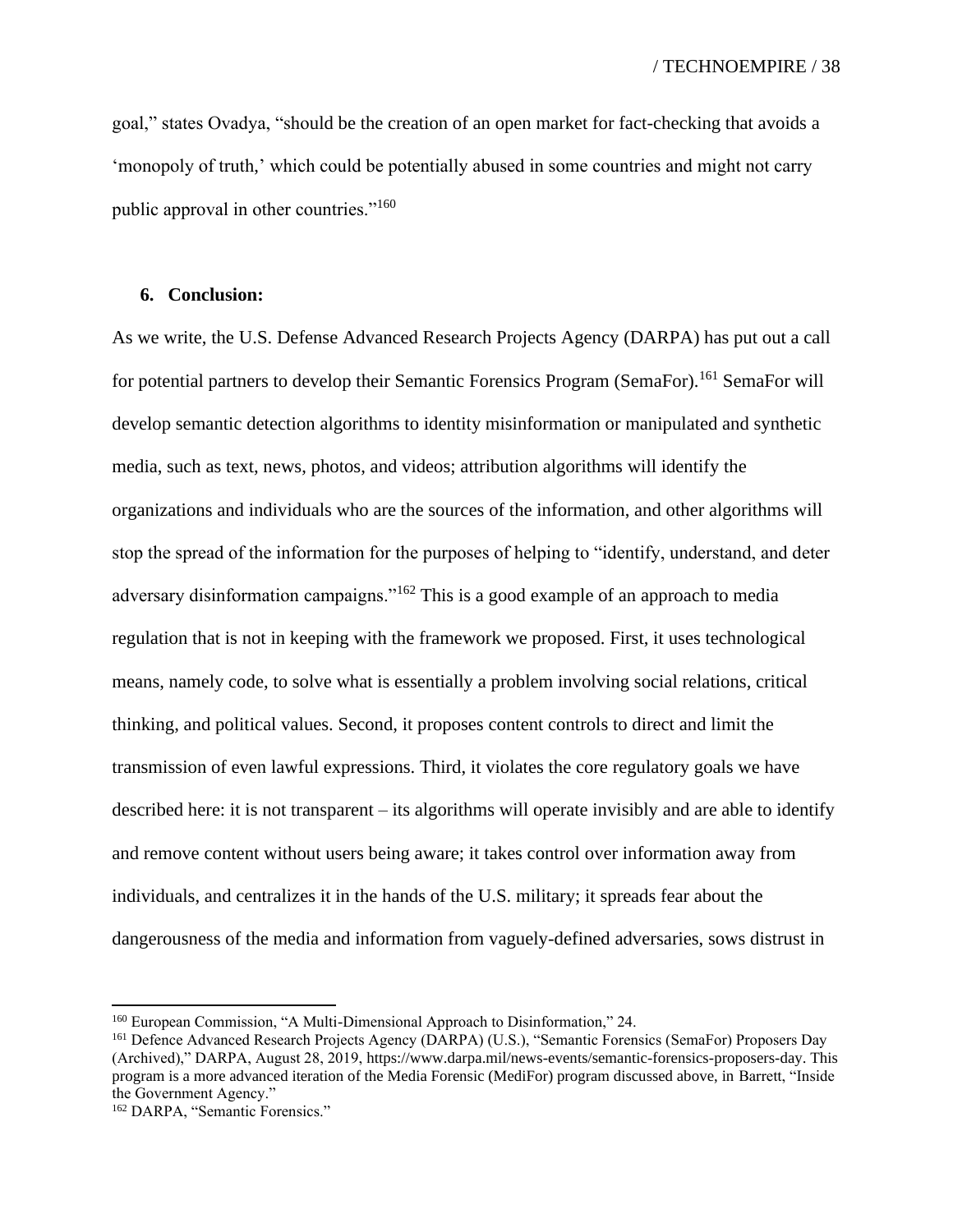goal," states Ovadya, "should be the creation of an open market for fact-checking that avoids a 'monopoly of truth,' which could be potentially abused in some countries and might not carry public approval in other countries."[160]

## 6. Conclusion:

As we write, the U.S. Defense Advanced Research Projects Agency (DARPA) has put out a call for potential partners to develop their Semantic Forensics Program (SemaFor).[161] SemaFor will develop semantic detection algorithms to identity misinformation or manipulated and synthetic media, such as text, news, photos, and videos; attribution algorithms will identify the organizations and individuals who are the sources of the information, and other algorithms will stop the spread of the information for the purposes of helping to "identify, understand, and deter adversary disinformation campaigns."[162] This is a good example of an approach to media regulation that is not in keeping with the framework we proposed. First, it uses technological means, namely code, to solve what is essentially a problem involving social relations, critical thinking, and political values. Second, it proposes content controls to direct and limit the transmission of even lawful expressions. Third, it violates the core regulatory goals we have described here: it is not transparent – its algorithms will operate invisibly and are able to identify and remove content without users being aware; it takes control over information away from individuals, and centralizes it in the hands of the U.S. military; it spreads fear about the dangerousness of the media and information from vaguely-defined adversaries, sows distrust in

---

[160] European Commission, "A Multi-Dimensional Approach to Disinformation," 24.

[161] Defence Advanced Research Projects Agency (DARPA) (U.S.), "Semantic Forensics (SemaFor) Proposers Day (Archived)," DARPA, August 28, 2019, https://www.darpa.mil/news-events/semantic-forensics-proposers-day. This program is a more advanced iteration of the Media Forensic (MediFor) program discussed above, in Barrett, "Inside the Government Agency."

[162] DARPA, "Semantic Forensics."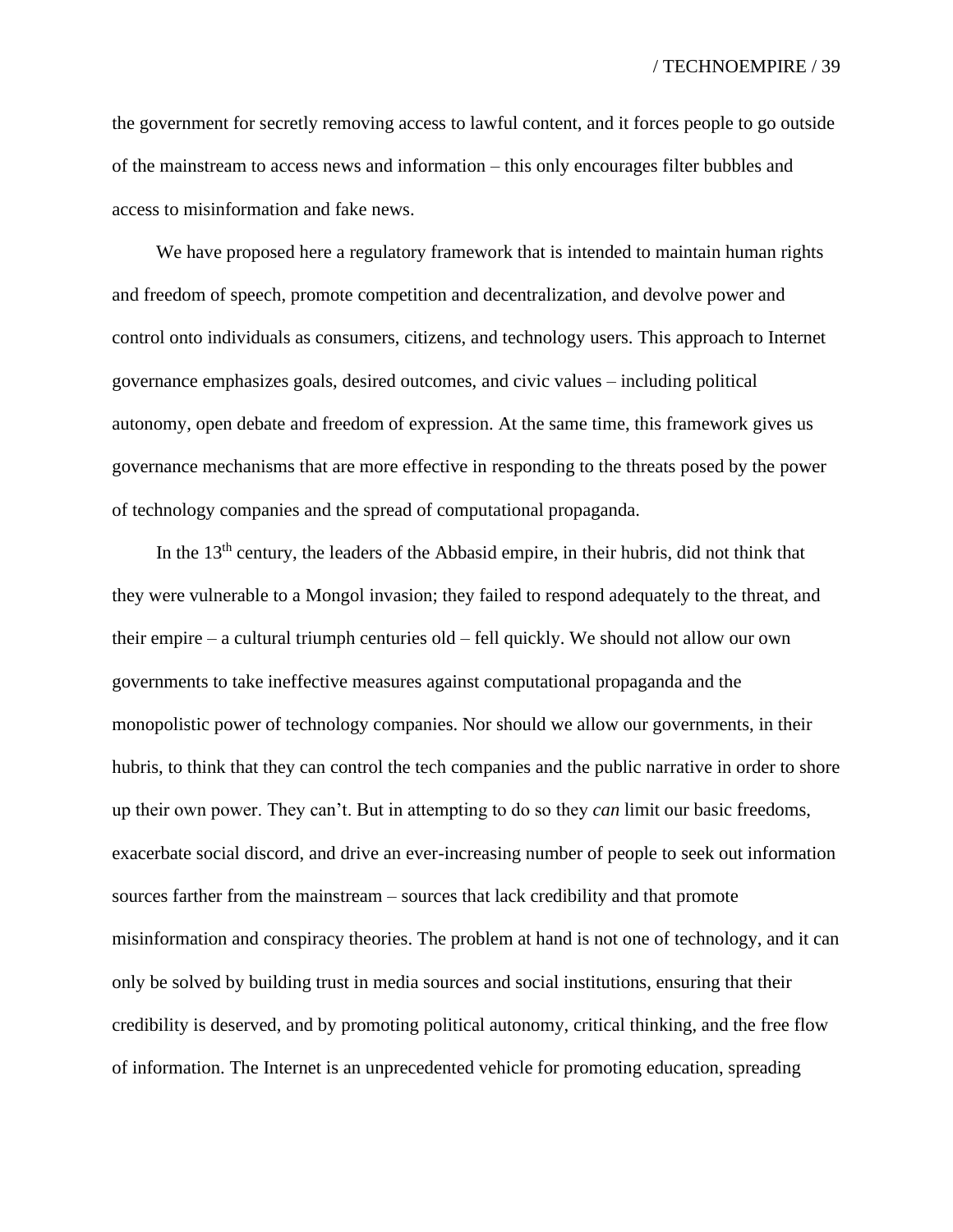the government for secretly removing access to lawful content, and it forces people to go outside of the mainstream to access news and information – this only encourages filter bubbles and access to misinformation and fake news.

We have proposed here a regulatory framework that is intended to maintain human rights and freedom of speech, promote competition and decentralization, and devolve power and control onto individuals as consumers, citizens, and technology users. This approach to Internet governance emphasizes goals, desired outcomes, and civic values – including political autonomy, open debate and freedom of expression. At the same time, this framework gives us governance mechanisms that are more effective in responding to the threats posed by the power of technology companies and the spread of computational propaganda.

In the 13th century, the leaders of the Abbasid empire, in their hubris, did not think that they were vulnerable to a Mongol invasion; they failed to respond adequately to the threat, and their empire – a cultural triumph centuries old – fell quickly. We should not allow our own governments to take ineffective measures against computational propaganda and the monopolistic power of technology companies. Nor should we allow our governments, in their hubris, to think that they can control the tech companies and the public narrative in order to shore up their own power. They can't. But in attempting to do so they *can* limit our basic freedoms, exacerbate social discord, and drive an ever-increasing number of people to seek out information sources farther from the mainstream – sources that lack credibility and that promote misinformation and conspiracy theories. The problem at hand is not one of technology, and it can only be solved by building trust in media sources and social institutions, ensuring that their credibility is deserved, and by promoting political autonomy, critical thinking, and the free flow of information. The Internet is an unprecedented vehicle for promoting education, spreading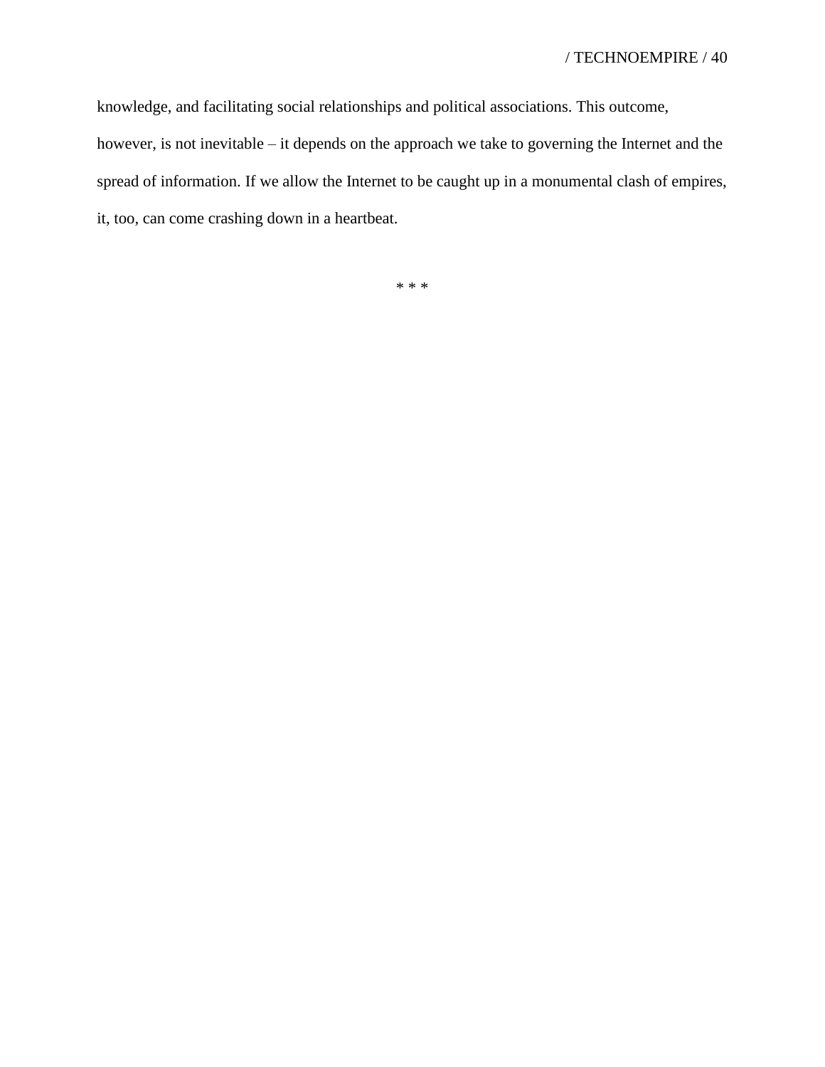knowledge, and facilitating social relationships and political associations. This outcome, however, is not inevitable – it depends on the approach we take to governing the Internet and the spread of information. If we allow the Internet to be caught up in a monumental clash of empires, it, too, can come crashing down in a heartbeat.

* * *